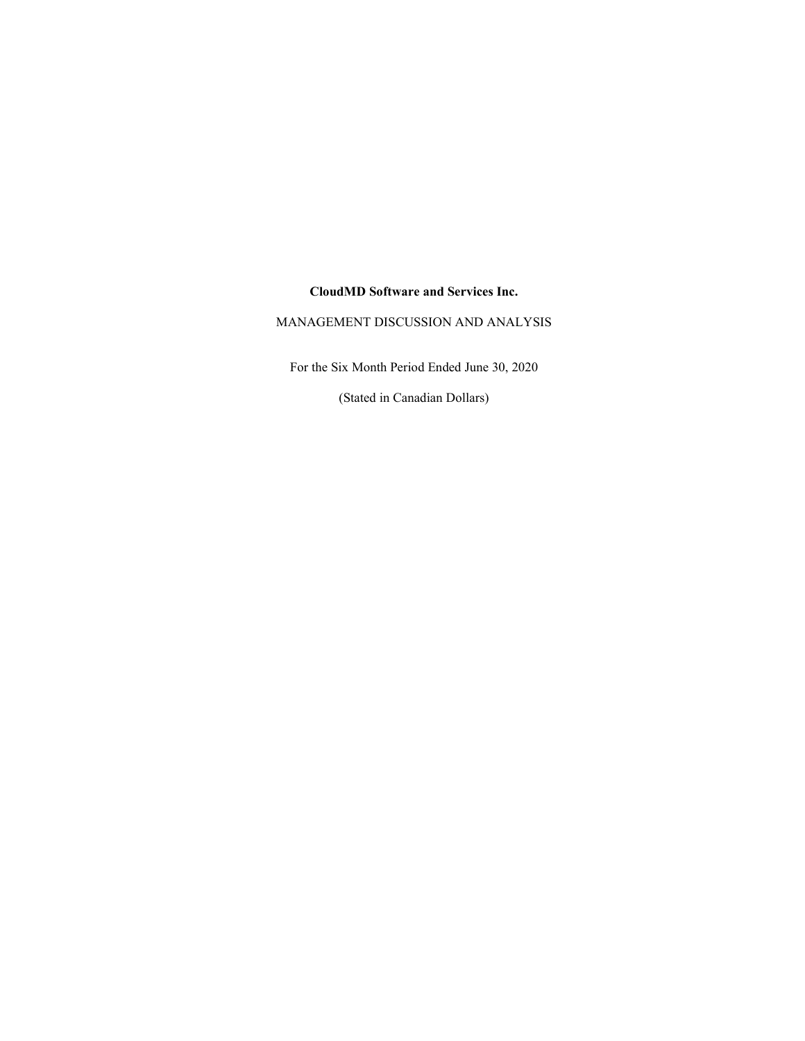**CloudMD Software and Services Inc.**

MANAGEMENT DISCUSSION AND ANALYSIS

For the Six Month Period Ended June 30, 2020

(Stated in Canadian Dollars)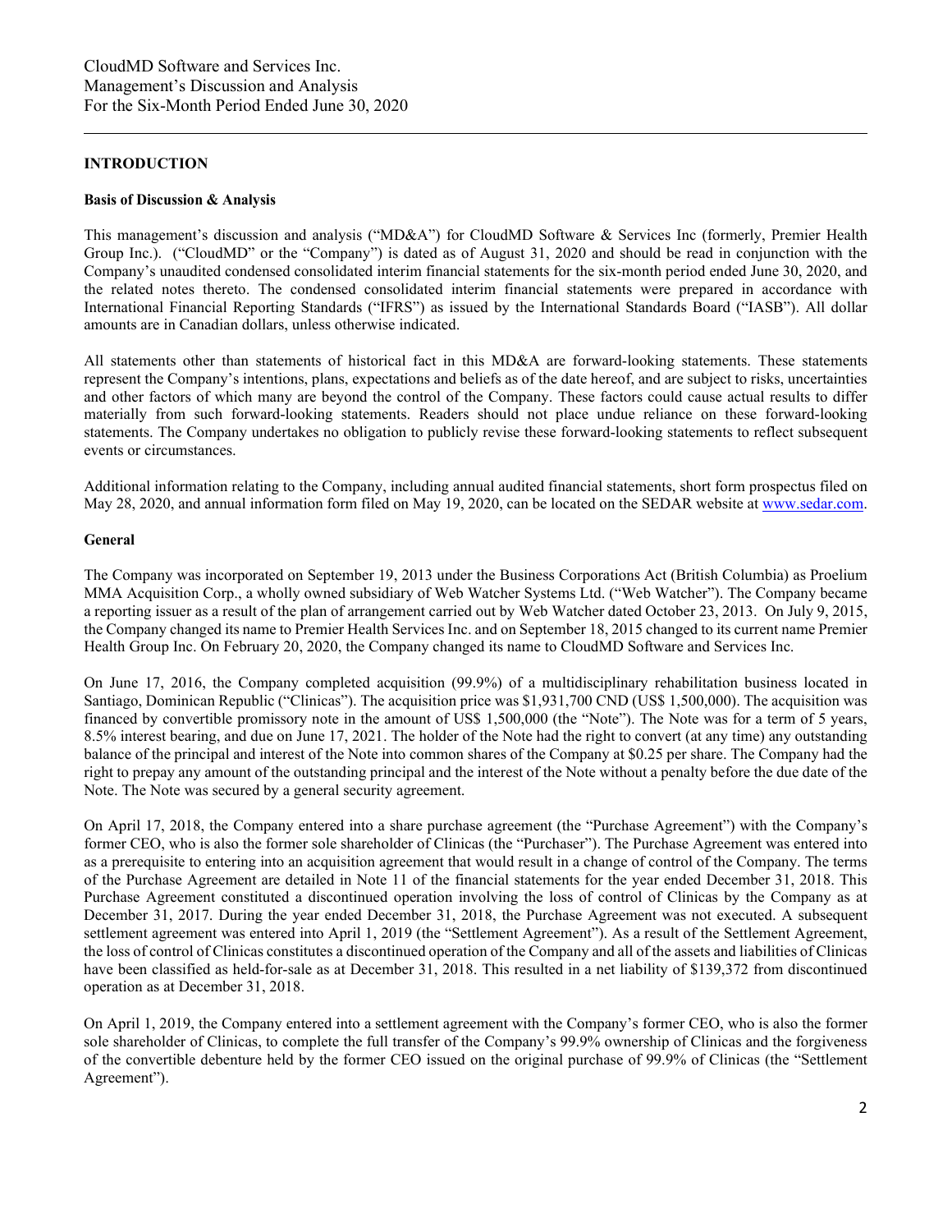## INTRODUCTION

### Basis of Discussion & Analysis

This management's discussion and analysis ("MD&A") for CloudMD Software & Services Inc (formerly, Premier Health Group Inc.). ("CloudMD" or the "Company") is dated as of August 31, 2020 and should be read in conjunction with the Company's unaudited condensed consolidated interim financial statements for the six-month period ended June 30, 2020, and the related notes thereto. The condensed consolidated interim financial statements were prepared in accordance with International Financial Reporting Standards ("IFRS") as issued by the International Standards Board ("IASB"). All dollar amounts are in Canadian dollars, unless otherwise indicated.

All statements other than statements of historical fact in this MD&A are forward-looking statements. These statements represent the Company's intentions, plans, expectations and beliefs as of the date hereof, and are subject to risks, uncertainties and other factors of which many are beyond the control of the Company. These factors could cause actual results to differ materially from such forward-looking statements. Readers should not place undue reliance on these forward-looking statements. The Company undertakes no obligation to publicly revise these forward-looking statements to reflect subsequent events or circumstances.

Additional information relating to the Company, including annual audited financial statements, short form prospectus filed on May 28, 2020, and annual information form filed on May 19, 2020, can be located on the SEDAR website at www.sedar.com.

### General

The Company was incorporated on September 19, 2013 under the Business Corporations Act (British Columbia) as Proelium MMA Acquisition Corp., a wholly owned subsidiary of Web Watcher Systems Ltd. ("Web Watcher"). The Company became a reporting issuer as a result of the plan of arrangement carried out by Web Watcher dated October 23, 2013. On July 9, 2015, the Company changed its name to Premier Health Services Inc. and on September 18, 2015 changed to its current name Premier Health Group Inc. On February 20, 2020, the Company changed its name to CloudMD Software and Services Inc.

On June 17, 2016, the Company completed acquisition (99.9%) of a multidisciplinary rehabilitation business located in Santiago, Dominican Republic ("Clinicas"). The acquisition price was $1,931,700 CND (US$ 1,500,000). The acquisition was financed by convertible promissory note in the amount of US$ 1,500,000 (the "Note"). The Note was for a term of 5 years, 8.5% interest bearing, and due on June 17, 2021. The holder of the Note had the right to convert (at any time) any outstanding balance of the principal and interest of the Note into common shares of the Company at $0.25 per share. The Company had the right to prepay any amount of the outstanding principal and the interest of the Note without a penalty before the due date of the Note. The Note was secured by a general security agreement.

On April 17, 2018, the Company entered into a share purchase agreement (the "Purchase Agreement") with the Company's former CEO, who is also the former sole shareholder of Clinicas (the "Purchaser"). The Purchase Agreement was entered into as a prerequisite to entering into an acquisition agreement that would result in a change of control of the Company. The terms of the Purchase Agreement are detailed in Note 11 of the financial statements for the year ended December 31, 2018. This Purchase Agreement constituted a discontinued operation involving the loss of control of Clinicas by the Company as at December 31, 2017. During the year ended December 31, 2018, the Purchase Agreement was not executed. A subsequent settlement agreement was entered into April 1, 2019 (the "Settlement Agreement"). As a result of the Settlement Agreement, the loss of control of Clinicas constitutes a discontinued operation of the Company and all of the assets and liabilities of Clinicas have been classified as held-for-sale as at December 31, 2018. This resulted in a net liability of $139,372 from discontinued operation as at December 31, 2018.

On April 1, 2019, the Company entered into a settlement agreement with the Company's former CEO, who is also the former sole shareholder of Clinicas, to complete the full transfer of the Company's 99.9% ownership of Clinicas and the forgiveness of the convertible debenture held by the former CEO issued on the original purchase of 99.9% of Clinicas (the "Settlement Agreement").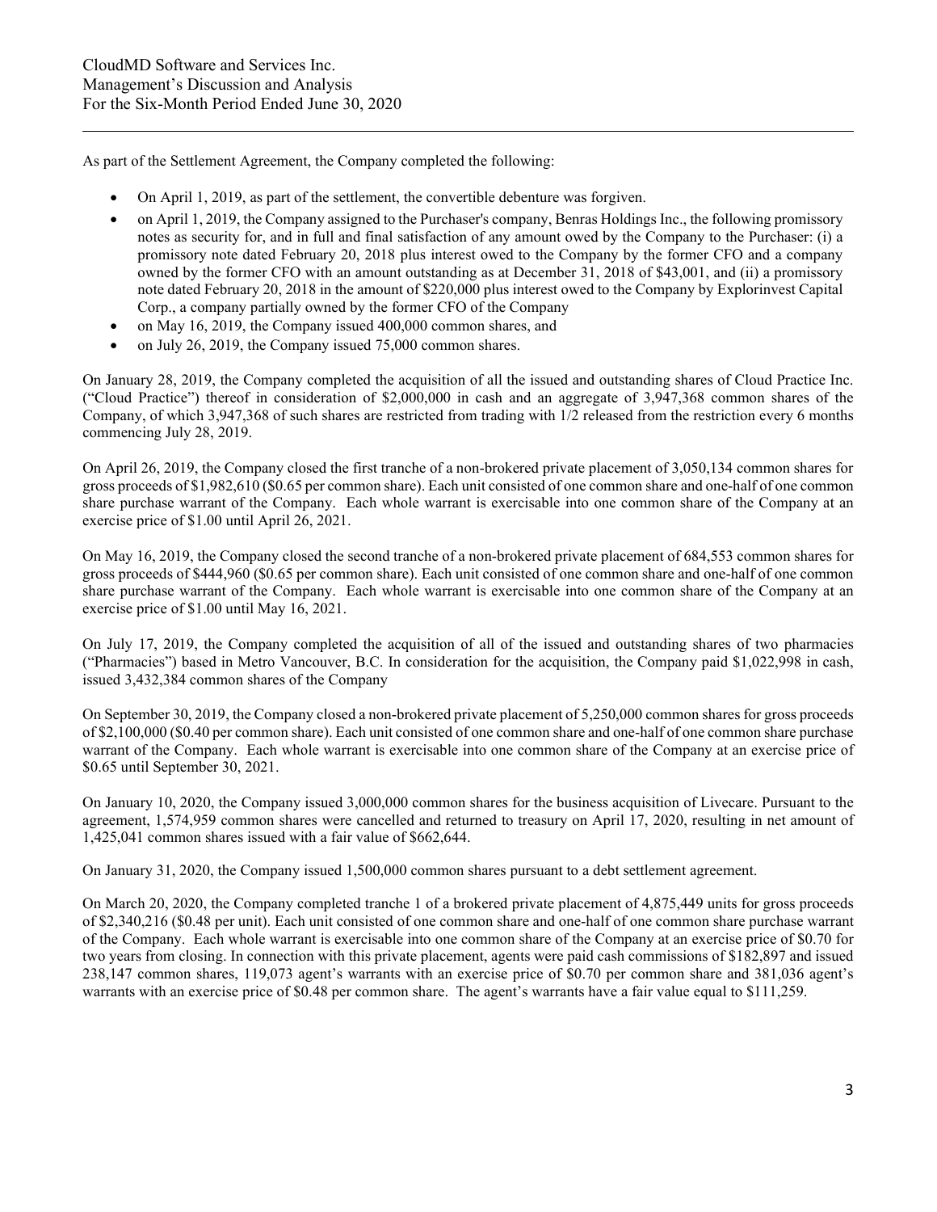As part of the Settlement Agreement, the Company completed the following:

- On April 1, 2019, as part of the settlement, the convertible debenture was forgiven.
- on April 1, 2019, the Company assigned to the Purchaser's company, Benras Holdings Inc., the following promissory notes as security for, and in full and final satisfaction of any amount owed by the Company to the Purchaser: (i) a promissory note dated February 20, 2018 plus interest owed to the Company by the former CFO and a company owned by the former CFO with an amount outstanding as at December 31, 2018 of $43,001, and (ii) a promissory note dated February 20, 2018 in the amount of $220,000 plus interest owed to the Company by Explorinvest Capital Corp., a company partially owned by the former CFO of the Company
- on May 16, 2019, the Company issued 400,000 common shares, and
- on July 26, 2019, the Company issued 75,000 common shares.

On January 28, 2019, the Company completed the acquisition of all the issued and outstanding shares of Cloud Practice Inc. ("Cloud Practice") thereof in consideration of $2,000,000 in cash and an aggregate of 3,947,368 common shares of the Company, of which 3,947,368 of such shares are restricted from trading with 1/2 released from the restriction every 6 months commencing July 28, 2019.

On April 26, 2019, the Company closed the first tranche of a non-brokered private placement of 3,050,134 common shares for gross proceeds of $1,982,610 ($0.65 per common share). Each unit consisted of one common share and one-half of one common share purchase warrant of the Company. Each whole warrant is exercisable into one common share of the Company at an exercise price of $1.00 until April 26, 2021.

On May 16, 2019, the Company closed the second tranche of a non-brokered private placement of 684,553 common shares for gross proceeds of $444,960 ($0.65 per common share). Each unit consisted of one common share and one-half of one common share purchase warrant of the Company. Each whole warrant is exercisable into one common share of the Company at an exercise price of $1.00 until May 16, 2021.

On July 17, 2019, the Company completed the acquisition of all of the issued and outstanding shares of two pharmacies ("Pharmacies") based in Metro Vancouver, B.C. In consideration for the acquisition, the Company paid $1,022,998 in cash, issued 3,432,384 common shares of the Company

On September 30, 2019, the Company closed a non-brokered private placement of 5,250,000 common shares for gross proceeds of $2,100,000 ($0.40 per common share). Each unit consisted of one common share and one-half of one common share purchase warrant of the Company. Each whole warrant is exercisable into one common share of the Company at an exercise price of $0.65 until September 30, 2021.

On January 10, 2020, the Company issued 3,000,000 common shares for the business acquisition of Livecare. Pursuant to the agreement, 1,574,959 common shares were cancelled and returned to treasury on April 17, 2020, resulting in net amount of 1,425,041 common shares issued with a fair value of $662,644.

On January 31, 2020, the Company issued 1,500,000 common shares pursuant to a debt settlement agreement.

On March 20, 2020, the Company completed tranche 1 of a brokered private placement of 4,875,449 units for gross proceeds of $2,340,216 ($0.48 per unit). Each unit consisted of one common share and one-half of one common share purchase warrant of the Company. Each whole warrant is exercisable into one common share of the Company at an exercise price of $0.70 for two years from closing. In connection with this private placement, agents were paid cash commissions of $182,897 and issued 238,147 common shares, 119,073 agent's warrants with an exercise price of $0.70 per common share and 381,036 agent's warrants with an exercise price of $0.48 per common share. The agent's warrants have a fair value equal to $111,259.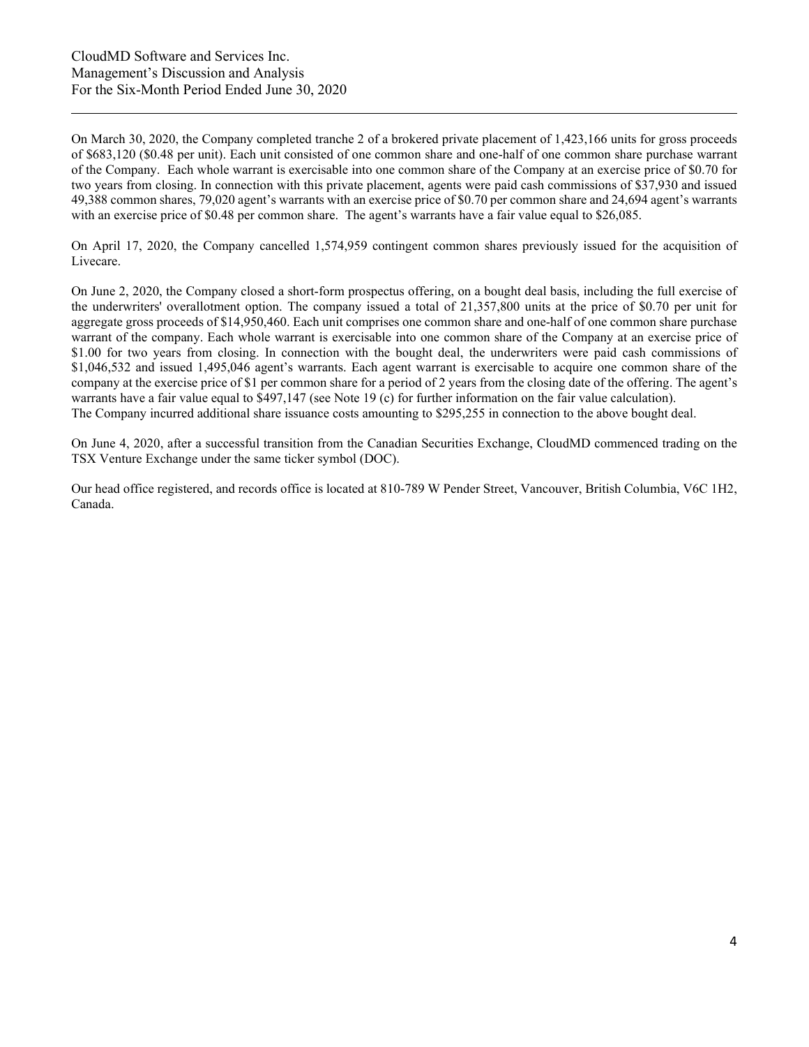On March 30, 2020, the Company completed tranche 2 of a brokered private placement of 1,423,166 units for gross proceeds of $683,120 ($0.48 per unit). Each unit consisted of one common share and one-half of one common share purchase warrant of the Company. Each whole warrant is exercisable into one common share of the Company at an exercise price of $0.70 for two years from closing. In connection with this private placement, agents were paid cash commissions of $37,930 and issued 49,388 common shares, 79,020 agent's warrants with an exercise price of $0.70 per common share and 24,694 agent's warrants with an exercise price of $0.48 per common share. The agent's warrants have a fair value equal to $26,085.

On April 17, 2020, the Company cancelled 1,574,959 contingent common shares previously issued for the acquisition of Livecare.

On June 2, 2020, the Company closed a short-form prospectus offering, on a bought deal basis, including the full exercise of the underwriters' overallotment option. The company issued a total of 21,357,800 units at the price of $0.70 per unit for aggregate gross proceeds of $14,950,460. Each unit comprises one common share and one-half of one common share purchase warrant of the company. Each whole warrant is exercisable into one common share of the Company at an exercise price of $1.00 for two years from closing. In connection with the bought deal, the underwriters were paid cash commissions of $1,046,532 and issued 1,495,046 agent's warrants. Each agent warrant is exercisable to acquire one common share of the company at the exercise price of $1 per common share for a period of 2 years from the closing date of the offering. The agent's warrants have a fair value equal to $497,147 (see Note 19 (c) for further information on the fair value calculation). The Company incurred additional share issuance costs amounting to $295,255 in connection to the above bought deal.

On June 4, 2020, after a successful transition from the Canadian Securities Exchange, CloudMD commenced trading on the TSX Venture Exchange under the same ticker symbol (DOC).

Our head office registered, and records office is located at 810-789 W Pender Street, Vancouver, British Columbia, V6C 1H2, Canada.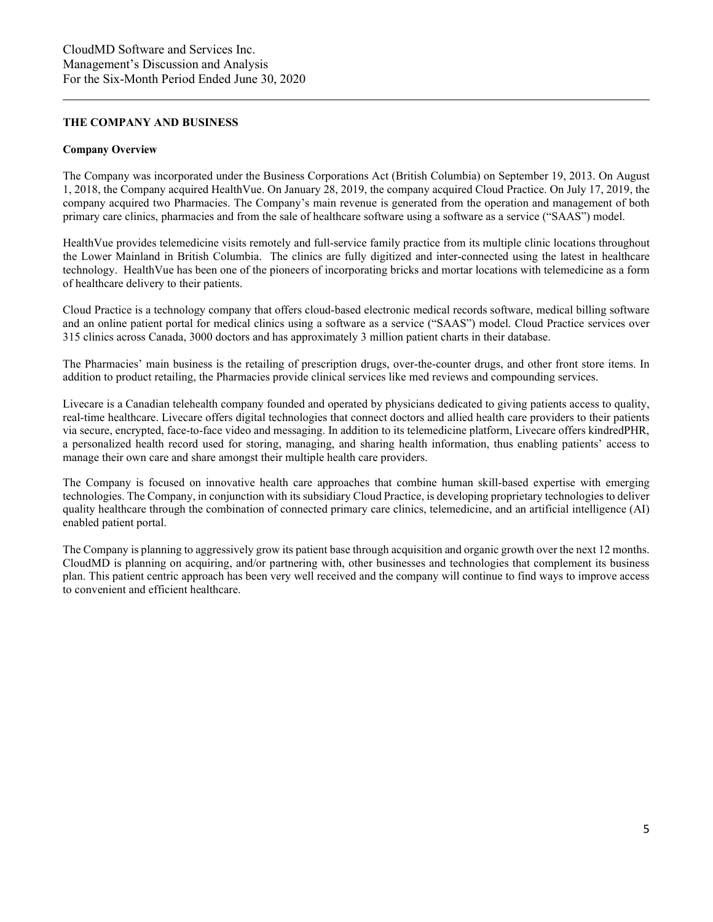## THE COMPANY AND BUSINESS

### Company Overview

The Company was incorporated under the Business Corporations Act (British Columbia) on September 19, 2013. On August 1, 2018, the Company acquired HealthVue. On January 28, 2019, the company acquired Cloud Practice. On July 17, 2019, the company acquired two Pharmacies. The Company's main revenue is generated from the operation and management of both primary care clinics, pharmacies and from the sale of healthcare software using a software as a service ("SAAS") model.

HealthVue provides telemedicine visits remotely and full-service family practice from its multiple clinic locations throughout the Lower Mainland in British Columbia. The clinics are fully digitized and inter-connected using the latest in healthcare technology. HealthVue has been one of the pioneers of incorporating bricks and mortar locations with telemedicine as a form of healthcare delivery to their patients.

Cloud Practice is a technology company that offers cloud-based electronic medical records software, medical billing software and an online patient portal for medical clinics using a software as a service ("SAAS") model. Cloud Practice services over 315 clinics across Canada, 3000 doctors and has approximately 3 million patient charts in their database.

The Pharmacies' main business is the retailing of prescription drugs, over-the-counter drugs, and other front store items. In addition to product retailing, the Pharmacies provide clinical services like med reviews and compounding services.

Livecare is a Canadian telehealth company founded and operated by physicians dedicated to giving patients access to quality, real-time healthcare. Livecare offers digital technologies that connect doctors and allied health care providers to their patients via secure, encrypted, face-to-face video and messaging. In addition to its telemedicine platform, Livecare offers kindredPHR, a personalized health record used for storing, managing, and sharing health information, thus enabling patients' access to manage their own care and share amongst their multiple health care providers.

The Company is focused on innovative health care approaches that combine human skill-based expertise with emerging technologies. The Company, in conjunction with its subsidiary Cloud Practice, is developing proprietary technologies to deliver quality healthcare through the combination of connected primary care clinics, telemedicine, and an artificial intelligence (AI) enabled patient portal.

The Company is planning to aggressively grow its patient base through acquisition and organic growth over the next 12 months. CloudMD is planning on acquiring, and/or partnering with, other businesses and technologies that complement its business plan. This patient centric approach has been very well received and the company will continue to find ways to improve access to convenient and efficient healthcare.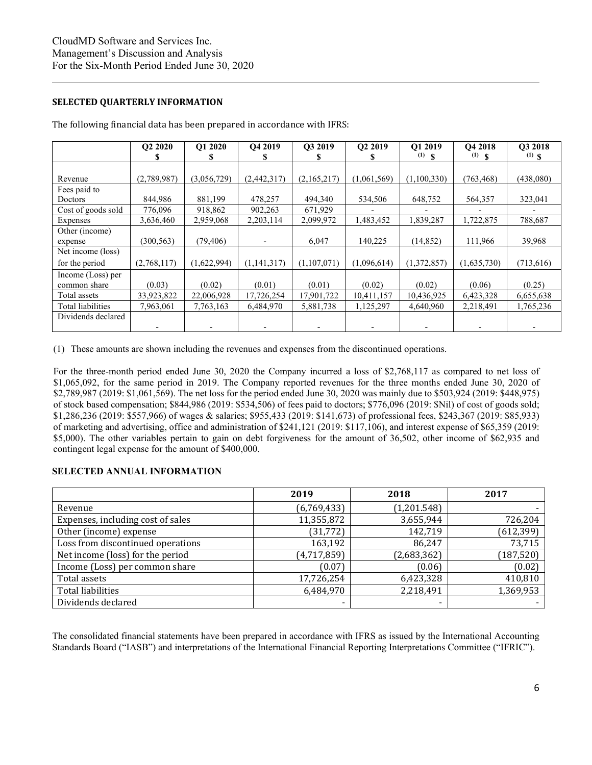## SELECTED QUARTERLY INFORMATION

The following financial data has been prepared in accordance with IFRS:

| | Q2 2020 $ | Q1 2020 $ | Q4 2019 $ | Q3 2019 $ | Q2 2019 $ | Q1 2019 (1) $ | Q4 2018 (1) $ | Q3 2018 (1) $ |
|---|---|---|---|---|---|---|---|---|
| Revenue | (2,789,987) | (3,056,729) | (2,442,317) | (2,165,217) | (1,061,569) | (1,100,330) | (763,468) | (438,080) |
| Fees paid to Doctors | 844,986 | 881,199 | 478,257 | 494,340 | 534,506 | 648,752 | 564,357 | 323,041 |
| Cost of goods sold | 776,096 | 918,862 | 902,263 | 671,929 | - | - | - | - |
| Expenses | 3,636,460 | 2,959,068 | 2,203,114 | 2,099,972 | 1,483,452 | 1,839,287 | 1,722,875 | 788,687 |
| Other (income) expense | (300,563) | (79,406) | - | 6,047 | 140,225 | (14,852) | 111,966 | 39,968 |
| Net income (loss) for the period | (2,768,117) | (1,622,994) | (1,141,317) | (1,107,071) | (1,096,614) | (1,372,857) | (1,635,730) | (713,616) |
| Income (Loss) per common share | (0.03) | (0.02) | (0.01) | (0.01) | (0.02) | (0.02) | (0.06) | (0.25) |
| Total assets | 33,923,822 | 22,006,928 | 17,726,254 | 17,901,722 | 10,411,157 | 10,436,925 | 6,423,328 | 6,655,638 |
| Total liabilities | 7,963,061 | 7,763,163 | 6,484,970 | 5,881,738 | 1,125,297 | 4,640,960 | 2,218,491 | 1,765,236 |
| Dividends declared | - | - | - | - | - | - | - | - |

(1) These amounts are shown including the revenues and expenses from the discontinued operations.

For the three-month period ended June 30, 2020 the Company incurred a loss of $2,768,117 as compared to net loss of $1,065,092, for the same period in 2019. The Company reported revenues for the three months ended June 30, 2020 of $2,789,987 (2019: $1,061,569). The net loss for the period ended June 30, 2020 was mainly due to $503,924 (2019: $448,975) of stock based compensation; $844,986 (2019: $534,506) of fees paid to doctors; $776,096 (2019: $Nil) of cost of goods sold; $1,286,236 (2019: $557,966) of wages & salaries; $955,433 (2019: $141,673) of professional fees, $243,367 (2019: $85,933) of marketing and advertising, office and administration of $241,121 (2019: $117,106), and interest expense of $65,359 (2019: $5,000). The other variables pertain to gain on debt forgiveness for the amount of 36,502, other income of $62,935 and contingent legal expense for the amount of $400,000.

## SELECTED ANNUAL INFORMATION

| | 2019 | 2018 | 2017 |
|---|---|---|---|
| Revenue | (6,769,433) | (1,201.548) | - |
| Expenses, including cost of sales | 11,355,872 | 3,655,944 | 726,204 |
| Other (income) expense | (31,772) | 142,719 | (612,399) |
| Loss from discontinued operations | 163,192 | 86,247 | 73,715 |
| Net income (loss) for the period | (4,717,859) | (2,683,362) | (187,520) |
| Income (Loss) per common share | (0.07) | (0.06) | (0.02) |
| Total assets | 17,726,254 | 6,423,328 | 410,810 |
| Total liabilities | 6,484,970 | 2,218,491 | 1,369,953 |
| Dividends declared | - | - | - |

The consolidated financial statements have been prepared in accordance with IFRS as issued by the International Accounting Standards Board ("IASB") and interpretations of the International Financial Reporting Interpretations Committee ("IFRIC").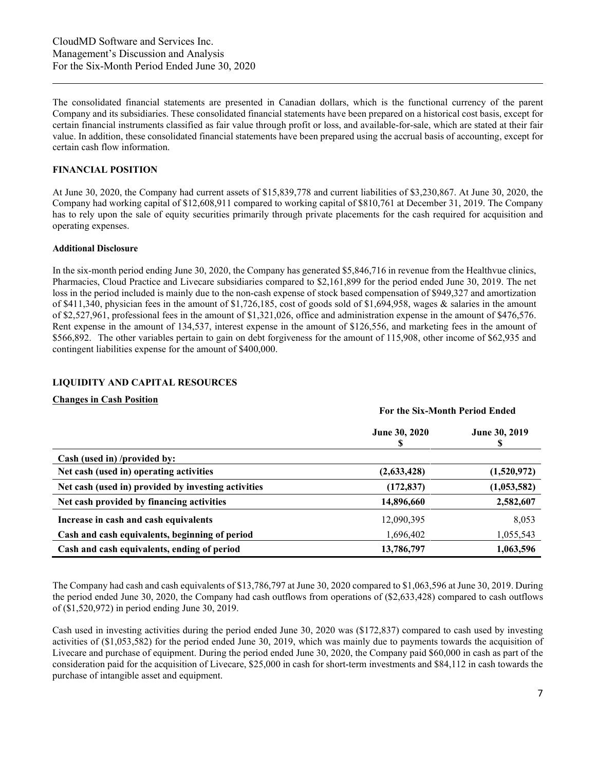The consolidated financial statements are presented in Canadian dollars, which is the functional currency of the parent Company and its subsidiaries. These consolidated financial statements have been prepared on a historical cost basis, except for certain financial instruments classified as fair value through profit or loss, and available-for-sale, which are stated at their fair value. In addition, these consolidated financial statements have been prepared using the accrual basis of accounting, except for certain cash flow information.

## FINANCIAL POSITION

At June 30, 2020, the Company had current assets of $15,839,778 and current liabilities of $3,230,867. At June 30, 2020, the Company had working capital of $12,608,911 compared to working capital of $810,761 at December 31, 2019. The Company has to rely upon the sale of equity securities primarily through private placements for the cash required for acquisition and operating expenses.

### Additional Disclosure

In the six-month period ending June 30, 2020, the Company has generated $5,846,716 in revenue from the Healthvue clinics, Pharmacies, Cloud Practice and Livecare subsidiaries compared to $2,161,899 for the period ended June 30, 2019. The net loss in the period included is mainly due to the non-cash expense of stock based compensation of $949,327 and amortization of $411,340, physician fees in the amount of $1,726,185, cost of goods sold of $1,694,958, wages & salaries in the amount of $2,527,961, professional fees in the amount of $1,321,026, office and administration expense in the amount of $476,576. Rent expense in the amount of 134,537, interest expense in the amount of $126,556, and marketing fees in the amount of $566,892. The other variables pertain to gain on debt forgiveness for the amount of 115,908, other income of $62,935 and contingent liabilities expense for the amount of $400,000.

## LIQUIDITY AND CAPITAL RESOURCES

### Changes in Cash Position

| | For the Six-Month Period Ended | |
|---|---|---|
| | **June 30, 2020 $** | **June 30, 2019 $** |
| **Cash (used in) /provided by:** | | |
| **Net cash (used in) operating activities** | **(2,633,428)** | **(1,520,972)** |
| **Net cash (used in) provided by investing activities** | **(172,837)** | **(1,053,582)** |
| **Net cash provided by financing activities** | **14,896,660** | **2,582,607** |
| **Increase in cash and cash equivalents** | 12,090,395 | 8,053 |
| **Cash and cash equivalents, beginning of period** | 1,696,402 | 1,055,543 |
| **Cash and cash equivalents, ending of period** | **13,786,797** | **1,063,596** |

The Company had cash and cash equivalents of $13,786,797 at June 30, 2020 compared to $1,063,596 at June 30, 2019. During the period ended June 30, 2020, the Company had cash outflows from operations of ($2,633,428) compared to cash outflows of ($1,520,972) in period ending June 30, 2019.

Cash used in investing activities during the period ended June 30, 2020 was ($172,837) compared to cash used by investing activities of ($1,053,582) for the period ended June 30, 2019, which was mainly due to payments towards the acquisition of Livecare and purchase of equipment. During the period ended June 30, 2020, the Company paid $60,000 in cash as part of the consideration paid for the acquisition of Livecare, $25,000 in cash for short-term investments and $84,112 in cash towards the purchase of intangible asset and equipment.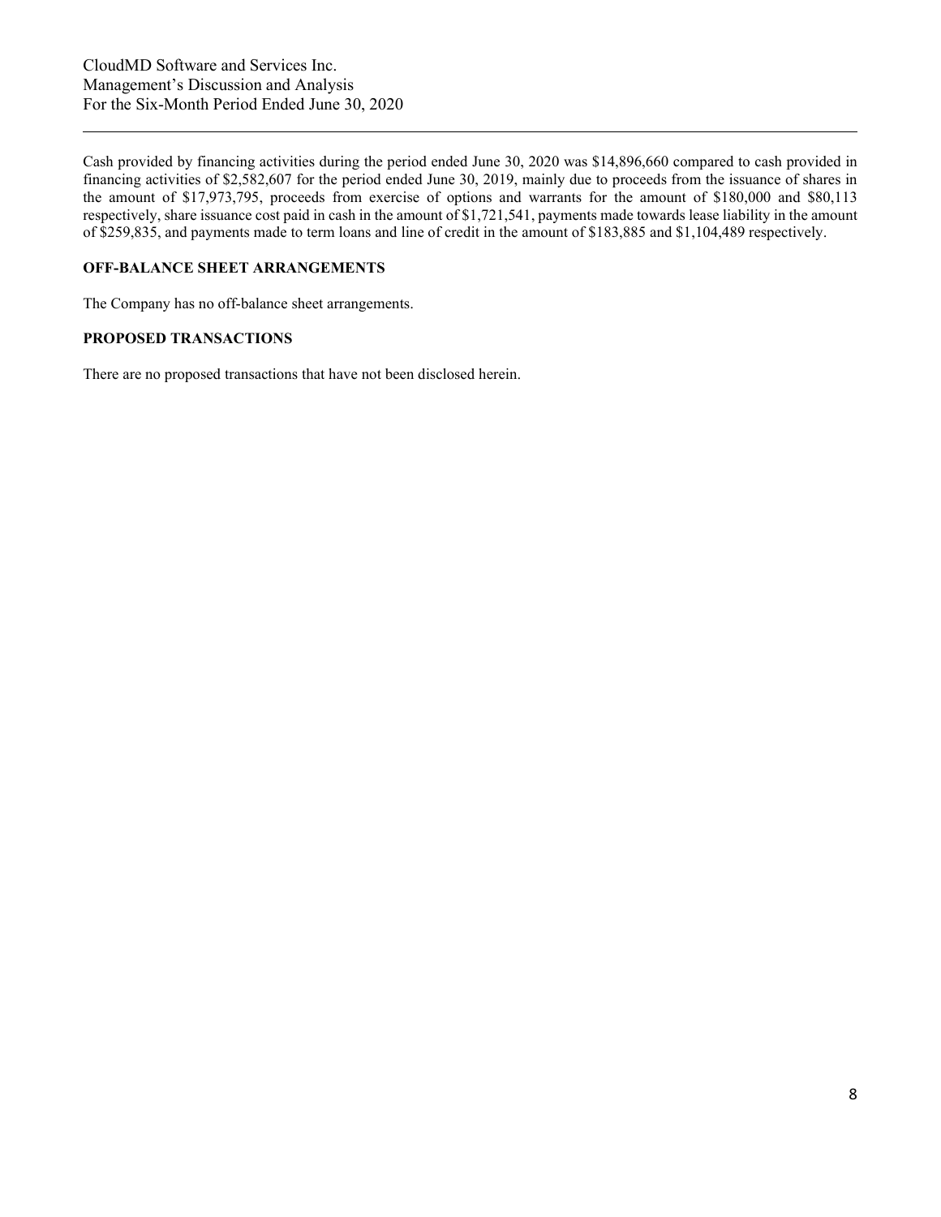Cash provided by financing activities during the period ended June 30, 2020 was $14,896,660 compared to cash provided in financing activities of $2,582,607 for the period ended June 30, 2019, mainly due to proceeds from the issuance of shares in the amount of $17,973,795, proceeds from exercise of options and warrants for the amount of $180,000 and $80,113 respectively, share issuance cost paid in cash in the amount of $1,721,541, payments made towards lease liability in the amount of $259,835, and payments made to term loans and line of credit in the amount of $183,885 and $1,104,489 respectively.

## OFF-BALANCE SHEET ARRANGEMENTS

The Company has no off-balance sheet arrangements.

## PROPOSED TRANSACTIONS

There are no proposed transactions that have not been disclosed herein.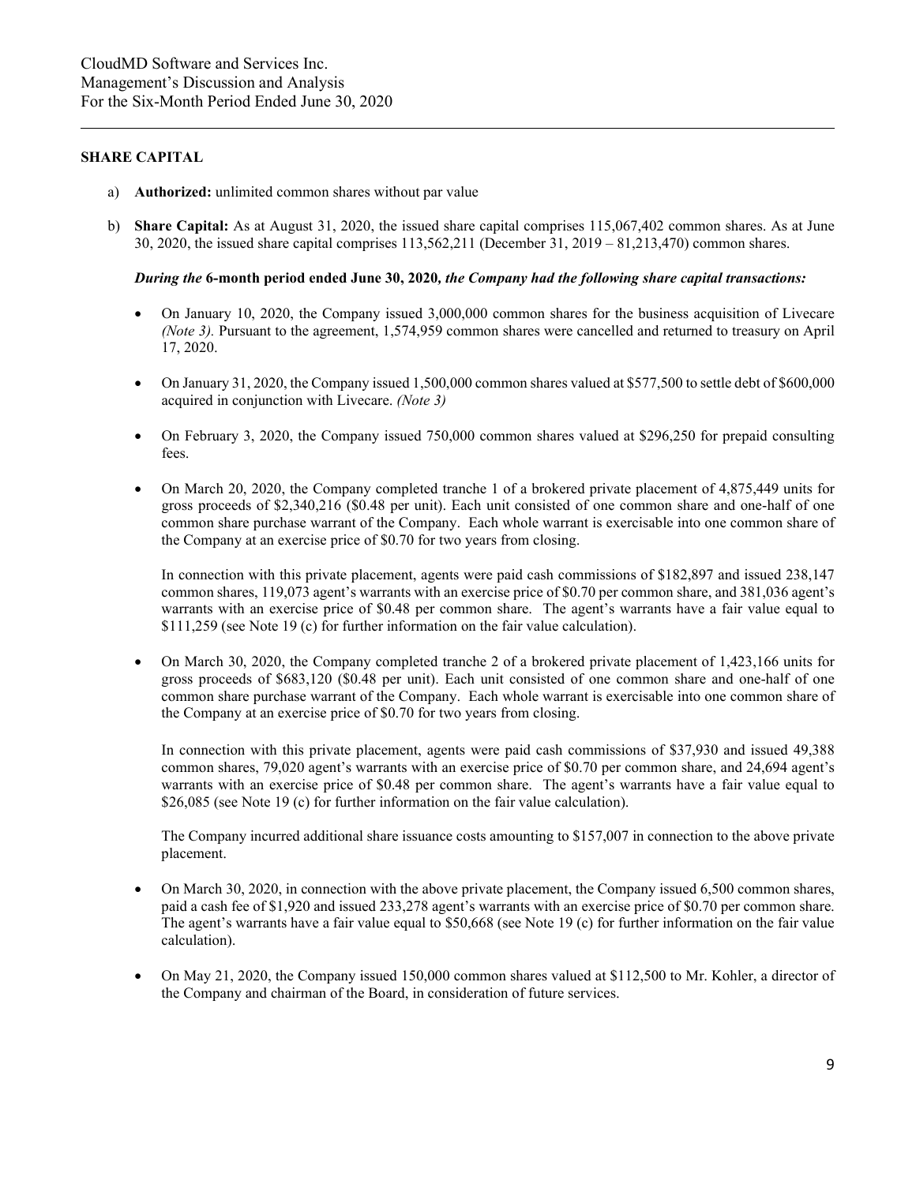## SHARE CAPITAL

a) **Authorized:** unlimited common shares without par value

b) **Share Capital:** As at August 31, 2020, the issued share capital comprises 115,067,402 common shares. As at June 30, 2020, the issued share capital comprises 113,562,211 (December 31, 2019 – 81,213,470) common shares.

***During the* 6-month period ended June 30, 2020*, the Company had the following share capital transactions:***

- On January 10, 2020, the Company issued 3,000,000 common shares for the business acquisition of Livecare *(Note 3).* Pursuant to the agreement, 1,574,959 common shares were cancelled and returned to treasury on April 17, 2020.

- On January 31, 2020, the Company issued 1,500,000 common shares valued at $577,500 to settle debt of $600,000 acquired in conjunction with Livecare. *(Note 3)*

- On February 3, 2020, the Company issued 750,000 common shares valued at $296,250 for prepaid consulting fees.

- On March 20, 2020, the Company completed tranche 1 of a brokered private placement of 4,875,449 units for gross proceeds of $2,340,216 ($0.48 per unit). Each unit consisted of one common share and one-half of one common share purchase warrant of the Company. Each whole warrant is exercisable into one common share of the Company at an exercise price of $0.70 for two years from closing.

  In connection with this private placement, agents were paid cash commissions of $182,897 and issued 238,147 common shares, 119,073 agent's warrants with an exercise price of $0.70 per common share, and 381,036 agent's warrants with an exercise price of $0.48 per common share. The agent's warrants have a fair value equal to $111,259 (see Note 19 (c) for further information on the fair value calculation).

- On March 30, 2020, the Company completed tranche 2 of a brokered private placement of 1,423,166 units for gross proceeds of $683,120 ($0.48 per unit). Each unit consisted of one common share and one-half of one common share purchase warrant of the Company. Each whole warrant is exercisable into one common share of the Company at an exercise price of $0.70 for two years from closing.

  In connection with this private placement, agents were paid cash commissions of $37,930 and issued 49,388 common shares, 79,020 agent's warrants with an exercise price of $0.70 per common share, and 24,694 agent's warrants with an exercise price of $0.48 per common share. The agent's warrants have a fair value equal to $26,085 (see Note 19 (c) for further information on the fair value calculation).

  The Company incurred additional share issuance costs amounting to $157,007 in connection to the above private placement.

- On March 30, 2020, in connection with the above private placement, the Company issued 6,500 common shares, paid a cash fee of $1,920 and issued 233,278 agent's warrants with an exercise price of $0.70 per common share. The agent's warrants have a fair value equal to $50,668 (see Note 19 (c) for further information on the fair value calculation).

- On May 21, 2020, the Company issued 150,000 common shares valued at $112,500 to Mr. Kohler, a director of the Company and chairman of the Board, in consideration of future services.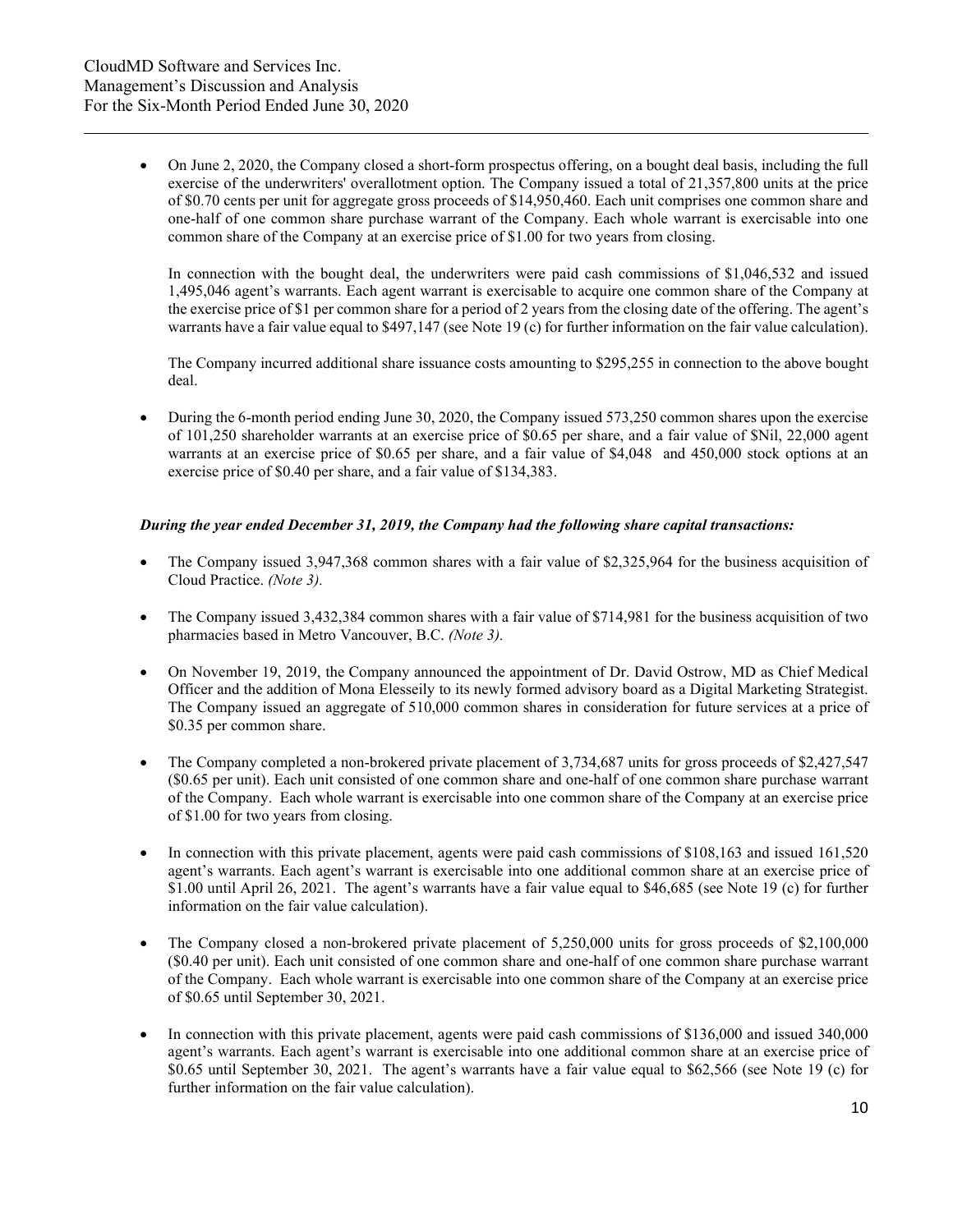- On June 2, 2020, the Company closed a short-form prospectus offering, on a bought deal basis, including the full exercise of the underwriters' overallotment option. The Company issued a total of 21,357,800 units at the price of $0.70 cents per unit for aggregate gross proceeds of $14,950,460. Each unit comprises one common share and one-half of one common share purchase warrant of the Company. Each whole warrant is exercisable into one common share of the Company at an exercise price of $1.00 for two years from closing.

  In connection with the bought deal, the underwriters were paid cash commissions of $1,046,532 and issued 1,495,046 agent's warrants. Each agent warrant is exercisable to acquire one common share of the Company at the exercise price of $1 per common share for a period of 2 years from the closing date of the offering. The agent's warrants have a fair value equal to $497,147 (see Note 19 (c) for further information on the fair value calculation).

  The Company incurred additional share issuance costs amounting to $295,255 in connection to the above bought deal.

- During the 6-month period ending June 30, 2020, the Company issued 573,250 common shares upon the exercise of 101,250 shareholder warrants at an exercise price of $0.65 per share, and a fair value of $Nil, 22,000 agent warrants at an exercise price of $0.65 per share, and a fair value of $4,048 and 450,000 stock options at an exercise price of $0.40 per share, and a fair value of $134,383.

***During the year ended December 31, 2019, the Company had the following share capital transactions:***

- The Company issued 3,947,368 common shares with a fair value of $2,325,964 for the business acquisition of Cloud Practice. *(Note 3).*

- The Company issued 3,432,384 common shares with a fair value of $714,981 for the business acquisition of two pharmacies based in Metro Vancouver, B.C. *(Note 3).*

- On November 19, 2019, the Company announced the appointment of Dr. David Ostrow, MD as Chief Medical Officer and the addition of Mona Elesseily to its newly formed advisory board as a Digital Marketing Strategist. The Company issued an aggregate of 510,000 common shares in consideration for future services at a price of $0.35 per common share.

- The Company completed a non-brokered private placement of 3,734,687 units for gross proceeds of $2,427,547 ($0.65 per unit). Each unit consisted of one common share and one-half of one common share purchase warrant of the Company. Each whole warrant is exercisable into one common share of the Company at an exercise price of $1.00 for two years from closing.

- In connection with this private placement, agents were paid cash commissions of $108,163 and issued 161,520 agent's warrants. Each agent's warrant is exercisable into one additional common share at an exercise price of $1.00 until April 26, 2021. The agent's warrants have a fair value equal to $46,685 (see Note 19 (c) for further information on the fair value calculation).

- The Company closed a non-brokered private placement of 5,250,000 units for gross proceeds of $2,100,000 ($0.40 per unit). Each unit consisted of one common share and one-half of one common share purchase warrant of the Company. Each whole warrant is exercisable into one common share of the Company at an exercise price of $0.65 until September 30, 2021.

- In connection with this private placement, agents were paid cash commissions of $136,000 and issued 340,000 agent's warrants. Each agent's warrant is exercisable into one additional common share at an exercise price of $0.65 until September 30, 2021. The agent's warrants have a fair value equal to $62,566 (see Note 19 (c) for further information on the fair value calculation).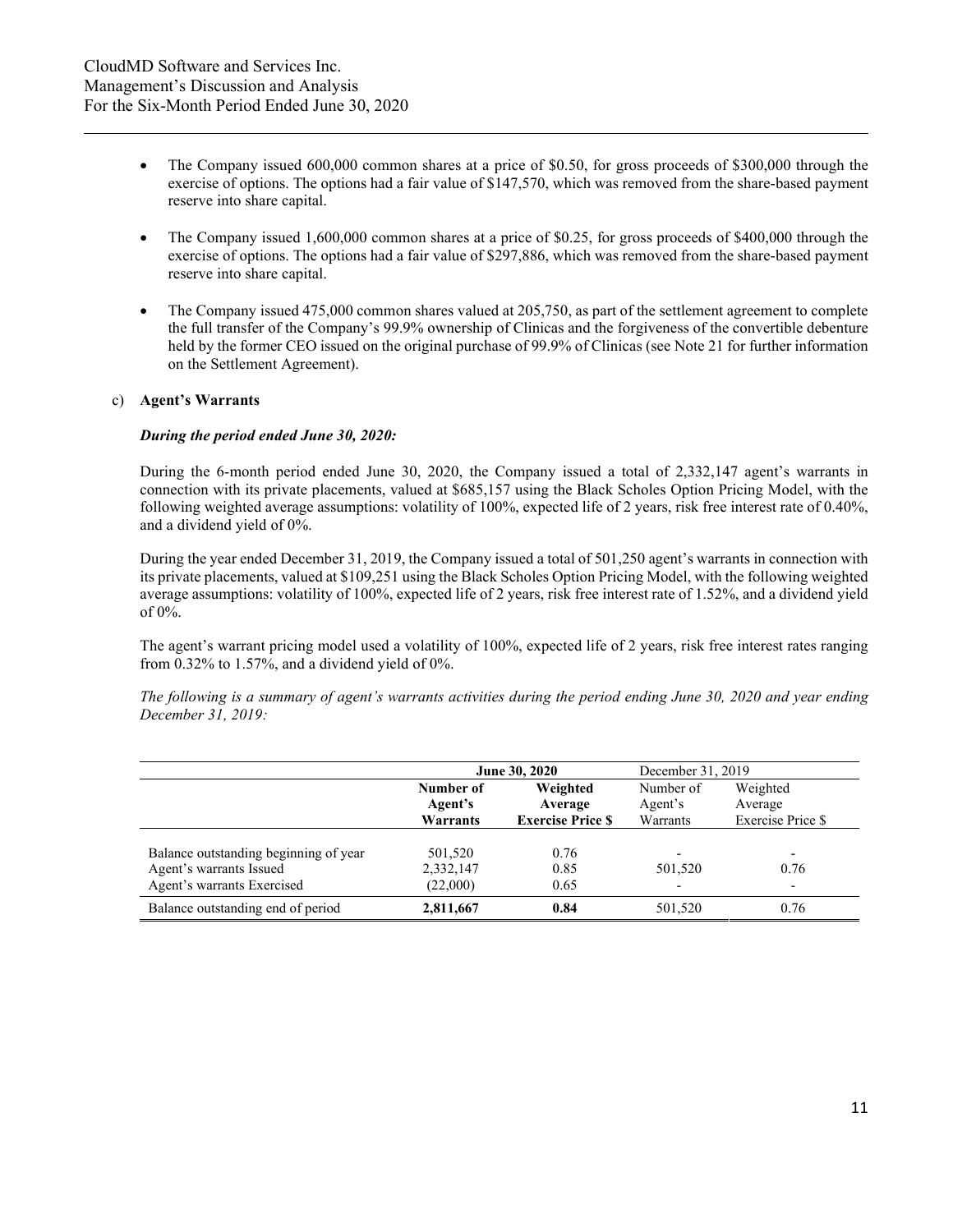- The Company issued 600,000 common shares at a price of $0.50, for gross proceeds of $300,000 through the exercise of options. The options had a fair value of $147,570, which was removed from the share-based payment reserve into share capital.

- The Company issued 1,600,000 common shares at a price of $0.25, for gross proceeds of $400,000 through the exercise of options. The options had a fair value of $297,886, which was removed from the share-based payment reserve into share capital.

- The Company issued 475,000 common shares valued at 205,750, as part of the settlement agreement to complete the full transfer of the Company's 99.9% ownership of Clinicas and the forgiveness of the convertible debenture held by the former CEO issued on the original purchase of 99.9% of Clinicas (see Note 21 for further information on the Settlement Agreement).

c) **Agent's Warrants**

***During the period ended June 30, 2020:***

During the 6-month period ended June 30, 2020, the Company issued a total of 2,332,147 agent's warrants in connection with its private placements, valued at $685,157 using the Black Scholes Option Pricing Model, with the following weighted average assumptions: volatility of 100%, expected life of 2 years, risk free interest rate of 0.40%, and a dividend yield of 0%.

During the year ended December 31, 2019, the Company issued a total of 501,250 agent's warrants in connection with its private placements, valued at $109,251 using the Black Scholes Option Pricing Model, with the following weighted average assumptions: volatility of 100%, expected life of 2 years, risk free interest rate of 1.52%, and a dividend yield of 0%.

The agent's warrant pricing model used a volatility of 100%, expected life of 2 years, risk free interest rates ranging from 0.32% to 1.57%, and a dividend yield of 0%.

*The following is a summary of agent's warrants activities during the period ending June 30, 2020 and year ending December 31, 2019:*

| | **June 30, 2020** | | December 31, 2019 | |
|---|---|---|---|---|
| | **Number of Agent's Warrants** | **Weighted Average Exercise Price $** | Number of Agent's Warrants | Weighted Average Exercise Price $ |
| Balance outstanding beginning of year | 501,520 | 0.76 | - | - |
| Agent's warrants Issued | 2,332,147 | 0.85 | 501,520 | 0.76 |
| Agent's warrants Exercised | (22,000) | 0.65 | - | - |
| Balance outstanding end of period | **2,811,667** | **0.84** | 501,520 | 0.76 |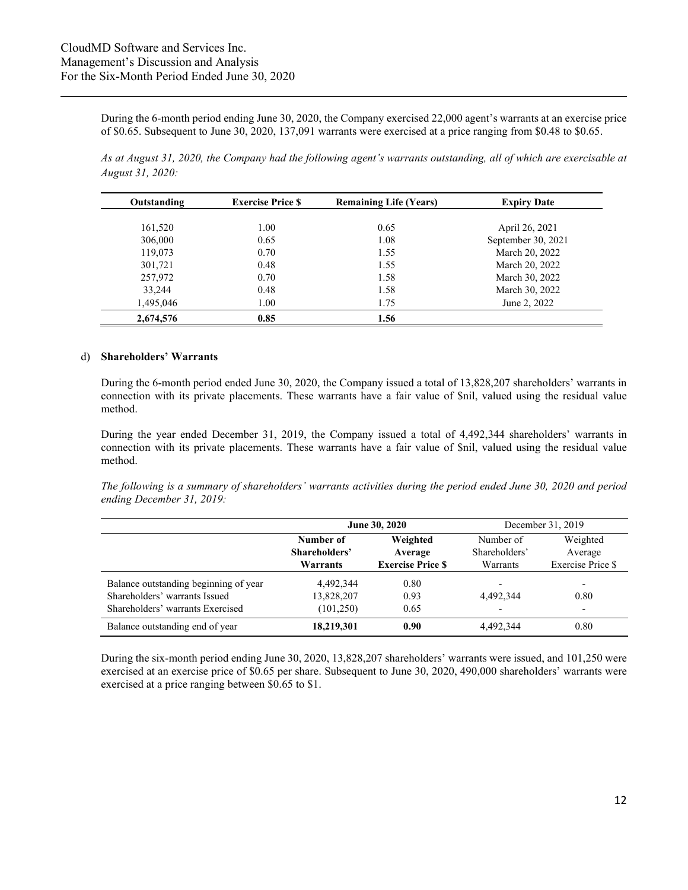During the 6-month period ending June 30, 2020, the Company exercised 22,000 agent's warrants at an exercise price of \$0.65. Subsequent to June 30, 2020, 137,091 warrants were exercised at a price ranging from \$0.48 to \$0.65.

*As at August 31, 2020, the Company had the following agent's warrants outstanding, all of which are exercisable at August 31, 2020:*

| Outstanding | Exercise Price $ | Remaining Life (Years) | Expiry Date |
|---|---|---|---|
| 161,520 | 1.00 | 0.65 | April 26, 2021 |
| 306,000 | 0.65 | 1.08 | September 30, 2021 |
| 119,073 | 0.70 | 1.55 | March 20, 2022 |
| 301,721 | 0.48 | 1.55 | March 20, 2022 |
| 257,972 | 0.70 | 1.58 | March 30, 2022 |
| 33,244 | 0.48 | 1.58 | March 30, 2022 |
| 1,495,046 | 1.00 | 1.75 | June 2, 2022 |
| **2,674,576** | **0.85** | **1.56** | |

d) **Shareholders' Warrants**

During the 6-month period ended June 30, 2020, the Company issued a total of 13,828,207 shareholders' warrants in connection with its private placements. These warrants have a fair value of \$nil, valued using the residual value method.

During the year ended December 31, 2019, the Company issued a total of 4,492,344 shareholders' warrants in connection with its private placements. These warrants have a fair value of \$nil, valued using the residual value method.

*The following is a summary of shareholders' warrants activities during the period ended June 30, 2020 and period ending December 31, 2019:*

| | **June 30, 2020** | | December 31, 2019 | |
|---|---|---|---|---|
| | **Number of Shareholders' Warrants** | **Weighted Average Exercise Price $** | Number of Shareholders' Warrants | Weighted Average Exercise Price $ |
| Balance outstanding beginning of year | 4,492,344 | 0.80 | - | - |
| Shareholders' warrants Issued | 13,828,207 | 0.93 | 4,492,344 | 0.80 |
| Shareholders' warrants Exercised | (101,250) | 0.65 | - | - |
| Balance outstanding end of year | **18,219,301** | **0.90** | 4,492,344 | 0.80 |

During the six-month period ending June 30, 2020, 13,828,207 shareholders' warrants were issued, and 101,250 were exercised at an exercise price of \$0.65 per share. Subsequent to June 30, 2020, 490,000 shareholders' warrants were exercised at a price ranging between \$0.65 to \$1.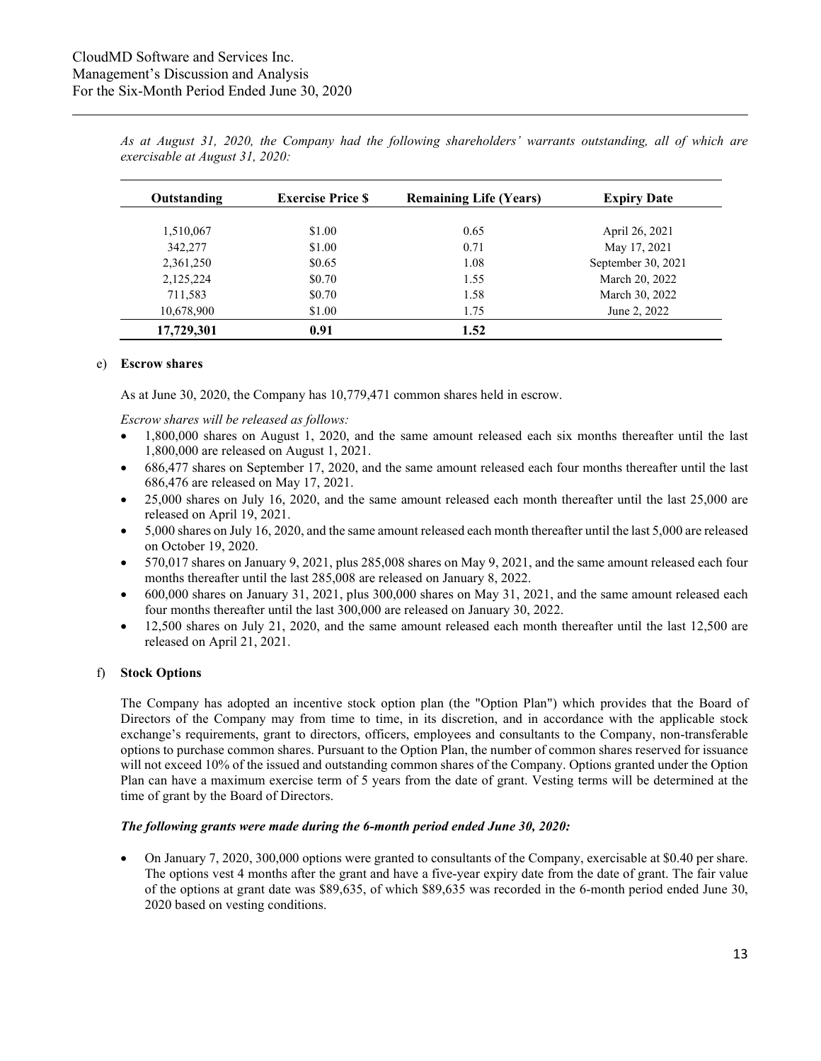*As at August 31, 2020, the Company had the following shareholders' warrants outstanding, all of which are exercisable at August 31, 2020:*

| Outstanding | Exercise Price $ | Remaining Life (Years) | Expiry Date |
|---|---|---|---|
| 1,510,067 | $1.00 | 0.65 | April 26, 2021 |
| 342,277 | $1.00 | 0.71 | May 17, 2021 |
| 2,361,250 | $0.65 | 1.08 | September 30, 2021 |
| 2,125,224 | $0.70 | 1.55 | March 20, 2022 |
| 711,583 | $0.70 | 1.58 | March 30, 2022 |
| 10,678,900 | $1.00 | 1.75 | June 2, 2022 |
| **17,729,301** | **0.91** | **1.52** | |

e) **Escrow shares**

As at June 30, 2020, the Company has 10,779,471 common shares held in escrow.

*Escrow shares will be released as follows:*

- 1,800,000 shares on August 1, 2020, and the same amount released each six months thereafter until the last 1,800,000 are released on August 1, 2021.
- 686,477 shares on September 17, 2020, and the same amount released each four months thereafter until the last 686,476 are released on May 17, 2021.
- 25,000 shares on July 16, 2020, and the same amount released each month thereafter until the last 25,000 are released on April 19, 2021.
- 5,000 shares on July 16, 2020, and the same amount released each month thereafter until the last 5,000 are released on October 19, 2020.
- 570,017 shares on January 9, 2021, plus 285,008 shares on May 9, 2021, and the same amount released each four months thereafter until the last 285,008 are released on January 8, 2022.
- 600,000 shares on January 31, 2021, plus 300,000 shares on May 31, 2021, and the same amount released each four months thereafter until the last 300,000 are released on January 30, 2022.
- 12,500 shares on July 21, 2020, and the same amount released each month thereafter until the last 12,500 are released on April 21, 2021.

f) **Stock Options**

The Company has adopted an incentive stock option plan (the "Option Plan") which provides that the Board of Directors of the Company may from time to time, in its discretion, and in accordance with the applicable stock exchange's requirements, grant to directors, officers, employees and consultants to the Company, non-transferable options to purchase common shares. Pursuant to the Option Plan, the number of common shares reserved for issuance will not exceed 10% of the issued and outstanding common shares of the Company. Options granted under the Option Plan can have a maximum exercise term of 5 years from the date of grant. Vesting terms will be determined at the time of grant by the Board of Directors.

***The following grants were made during the 6-month period ended June 30, 2020:***

- On January 7, 2020, 300,000 options were granted to consultants of the Company, exercisable at $0.40 per share. The options vest 4 months after the grant and have a five-year expiry date from the date of grant. The fair value of the options at grant date was $89,635, of which $89,635 was recorded in the 6-month period ended June 30, 2020 based on vesting conditions.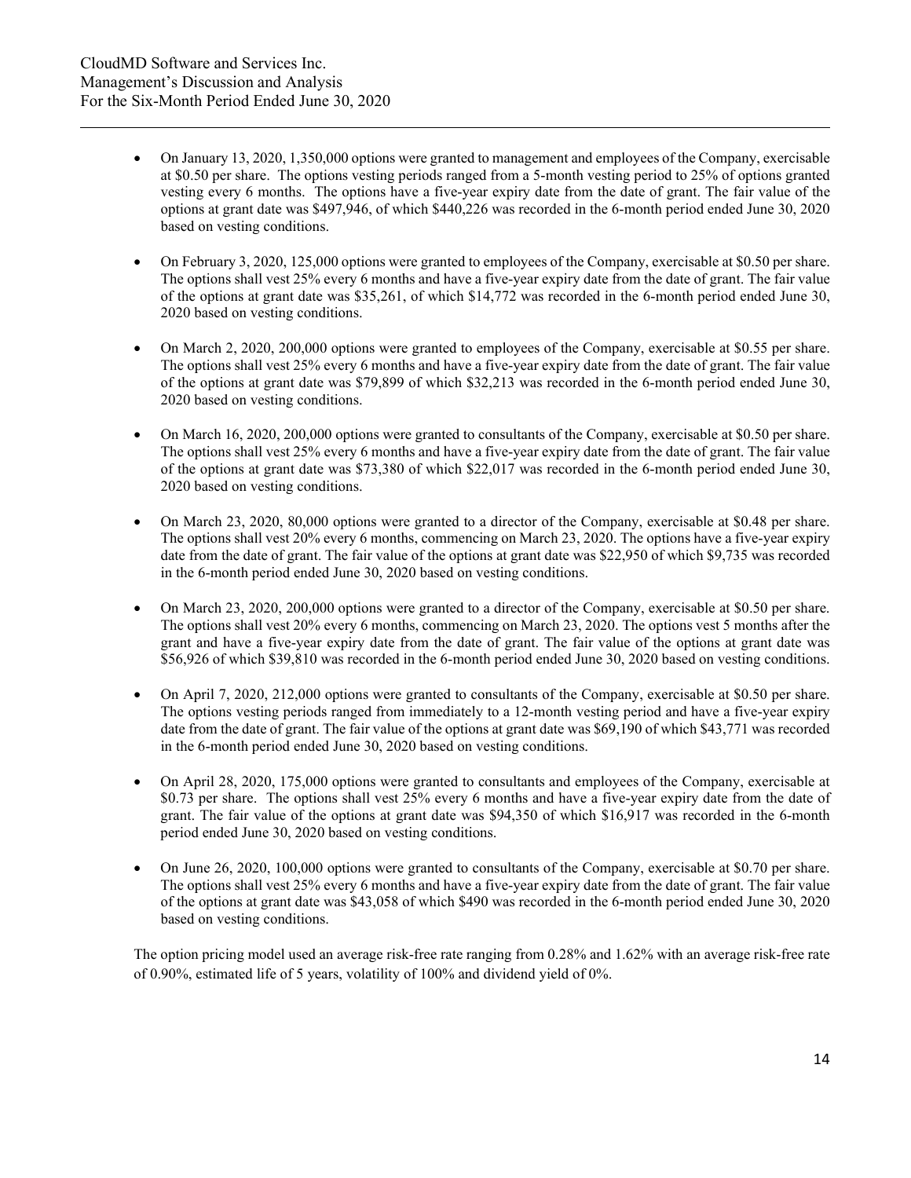- On January 13, 2020, 1,350,000 options were granted to management and employees of the Company, exercisable at \$0.50 per share. The options vesting periods ranged from a 5-month vesting period to 25% of options granted vesting every 6 months. The options have a five-year expiry date from the date of grant. The fair value of the options at grant date was \$497,946, of which \$440,226 was recorded in the 6-month period ended June 30, 2020 based on vesting conditions.
- On February 3, 2020, 125,000 options were granted to employees of the Company, exercisable at \$0.50 per share. The options shall vest 25% every 6 months and have a five-year expiry date from the date of grant. The fair value of the options at grant date was \$35,261, of which \$14,772 was recorded in the 6-month period ended June 30, 2020 based on vesting conditions.
- On March 2, 2020, 200,000 options were granted to employees of the Company, exercisable at \$0.55 per share. The options shall vest 25% every 6 months and have a five-year expiry date from the date of grant. The fair value of the options at grant date was \$79,899 of which \$32,213 was recorded in the 6-month period ended June 30, 2020 based on vesting conditions.
- On March 16, 2020, 200,000 options were granted to consultants of the Company, exercisable at \$0.50 per share. The options shall vest 25% every 6 months and have a five-year expiry date from the date of grant. The fair value of the options at grant date was \$73,380 of which \$22,017 was recorded in the 6-month period ended June 30, 2020 based on vesting conditions.
- On March 23, 2020, 80,000 options were granted to a director of the Company, exercisable at \$0.48 per share. The options shall vest 20% every 6 months, commencing on March 23, 2020. The options have a five-year expiry date from the date of grant. The fair value of the options at grant date was \$22,950 of which \$9,735 was recorded in the 6-month period ended June 30, 2020 based on vesting conditions.
- On March 23, 2020, 200,000 options were granted to a director of the Company, exercisable at \$0.50 per share. The options shall vest 20% every 6 months, commencing on March 23, 2020. The options vest 5 months after the grant and have a five-year expiry date from the date of grant. The fair value of the options at grant date was \$56,926 of which \$39,810 was recorded in the 6-month period ended June 30, 2020 based on vesting conditions.
- On April 7, 2020, 212,000 options were granted to consultants of the Company, exercisable at \$0.50 per share. The options vesting periods ranged from immediately to a 12-month vesting period and have a five-year expiry date from the date of grant. The fair value of the options at grant date was \$69,190 of which \$43,771 was recorded in the 6-month period ended June 30, 2020 based on vesting conditions.
- On April 28, 2020, 175,000 options were granted to consultants and employees of the Company, exercisable at \$0.73 per share. The options shall vest 25% every 6 months and have a five-year expiry date from the date of grant. The fair value of the options at grant date was \$94,350 of which \$16,917 was recorded in the 6-month period ended June 30, 2020 based on vesting conditions.
- On June 26, 2020, 100,000 options were granted to consultants of the Company, exercisable at \$0.70 per share. The options shall vest 25% every 6 months and have a five-year expiry date from the date of grant. The fair value of the options at grant date was \$43,058 of which \$490 was recorded in the 6-month period ended June 30, 2020 based on vesting conditions.

The option pricing model used an average risk-free rate ranging from 0.28% and 1.62% with an average risk-free rate of 0.90%, estimated life of 5 years, volatility of 100% and dividend yield of 0%.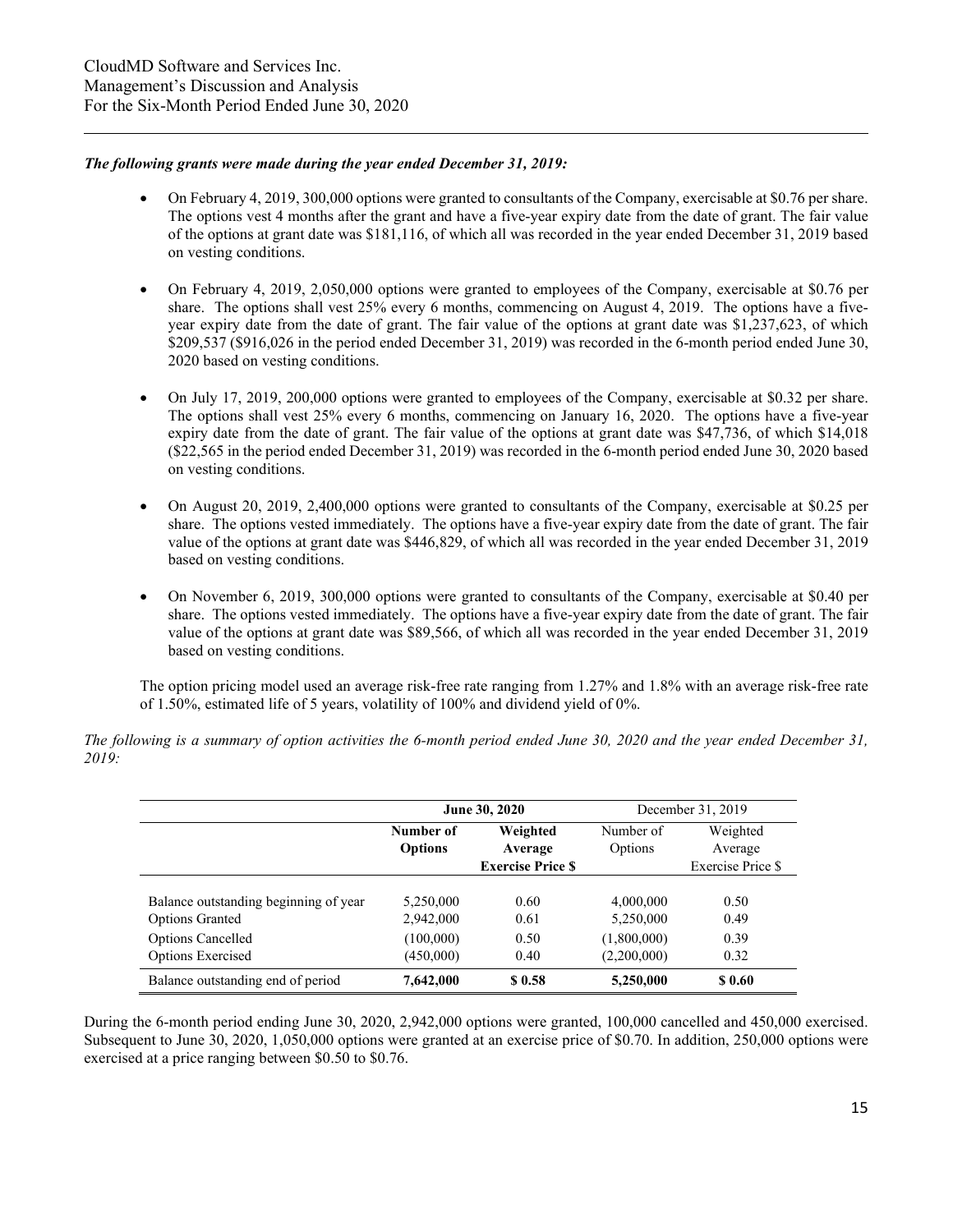***The following grants were made during the year ended December 31, 2019:***

- On February 4, 2019, 300,000 options were granted to consultants of the Company, exercisable at $0.76 per share. The options vest 4 months after the grant and have a five-year expiry date from the date of grant. The fair value of the options at grant date was $181,116, of which all was recorded in the year ended December 31, 2019 based on vesting conditions.

- On February 4, 2019, 2,050,000 options were granted to employees of the Company, exercisable at $0.76 per share. The options shall vest 25% every 6 months, commencing on August 4, 2019. The options have a five-year expiry date from the date of grant. The fair value of the options at grant date was $1,237,623, of which $209,537 ($916,026 in the period ended December 31, 2019) was recorded in the 6-month period ended June 30, 2020 based on vesting conditions.

- On July 17, 2019, 200,000 options were granted to employees of the Company, exercisable at $0.32 per share. The options shall vest 25% every 6 months, commencing on January 16, 2020. The options have a five-year expiry date from the date of grant. The fair value of the options at grant date was $47,736, of which $14,018 ($22,565 in the period ended December 31, 2019) was recorded in the 6-month period ended June 30, 2020 based on vesting conditions.

- On August 20, 2019, 2,400,000 options were granted to consultants of the Company, exercisable at $0.25 per share. The options vested immediately. The options have a five-year expiry date from the date of grant. The fair value of the options at grant date was $446,829, of which all was recorded in the year ended December 31, 2019 based on vesting conditions.

- On November 6, 2019, 300,000 options were granted to consultants of the Company, exercisable at $0.40 per share. The options vested immediately. The options have a five-year expiry date from the date of grant. The fair value of the options at grant date was $89,566, of which all was recorded in the year ended December 31, 2019 based on vesting conditions.

The option pricing model used an average risk-free rate ranging from 1.27% and 1.8% with an average risk-free rate of 1.50%, estimated life of 5 years, volatility of 100% and dividend yield of 0%.

*The following is a summary of option activities the 6-month period ended June 30, 2020 and the year ended December 31, 2019:*

| | **June 30, 2020** | | December 31, 2019 | |
|---|---|---|---|---|
| | **Number of Options** | **Weighted Average Exercise Price $** | Number of Options | Weighted Average Exercise Price $ |
| Balance outstanding beginning of year | 5,250,000 | 0.60 | 4,000,000 | 0.50 |
| Options Granted | 2,942,000 | 0.61 | 5,250,000 | 0.49 |
| Options Cancelled | (100,000) | 0.50 | (1,800,000) | 0.39 |
| Options Exercised | (450,000) | 0.40 | (2,200,000) | 0.32 |
| Balance outstanding end of period | **7,642,000** | **$ 0.58** | **5,250,000** | **$ 0.60** |

During the 6-month period ending June 30, 2020, 2,942,000 options were granted, 100,000 cancelled and 450,000 exercised. Subsequent to June 30, 2020, 1,050,000 options were granted at an exercise price of $0.70. In addition, 250,000 options were exercised at a price ranging between $0.50 to $0.76.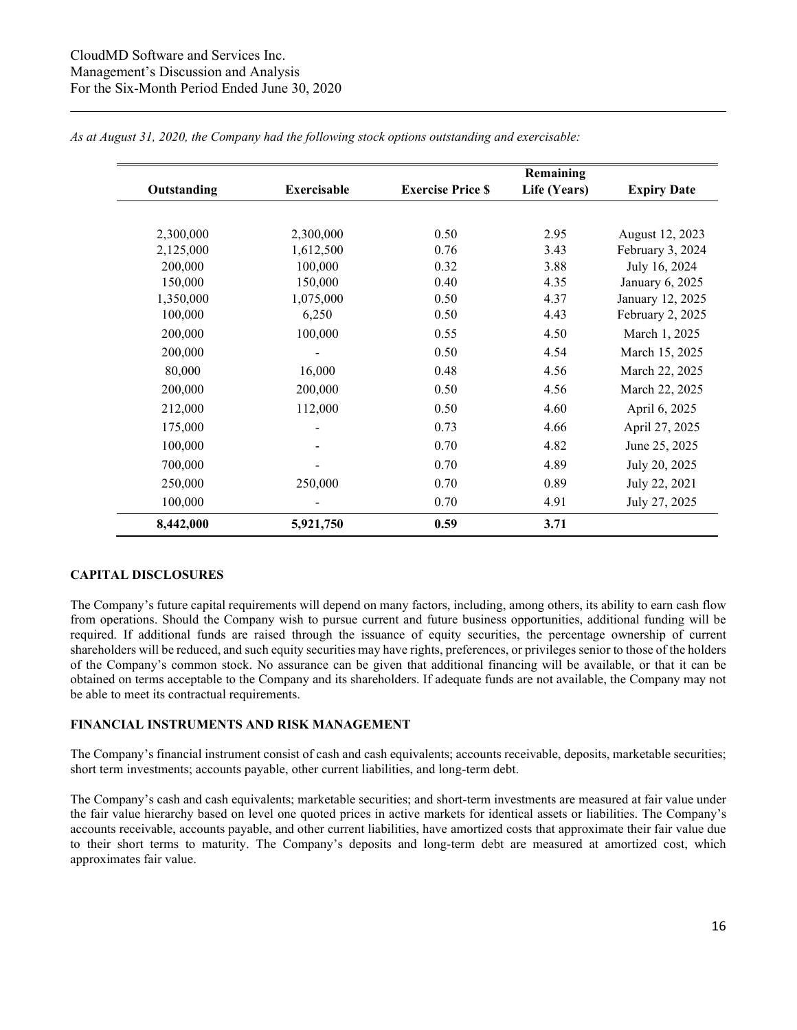*As at August 31, 2020, the Company had the following stock options outstanding and exercisable:*

| Outstanding | Exercisable | Exercise Price $ | Remaining Life (Years) | Expiry Date |
|---|---|---|---|---|
| 2,300,000 | 2,300,000 | 0.50 | 2.95 | August 12, 2023 |
| 2,125,000 | 1,612,500 | 0.76 | 3.43 | February 3, 2024 |
| 200,000 | 100,000 | 0.32 | 3.88 | July 16, 2024 |
| 150,000 | 150,000 | 0.40 | 4.35 | January 6, 2025 |
| 1,350,000 | 1,075,000 | 0.50 | 4.37 | January 12, 2025 |
| 100,000 | 6,250 | 0.50 | 4.43 | February 2, 2025 |
| 200,000 | 100,000 | 0.55 | 4.50 | March 1, 2025 |
| 200,000 | - | 0.50 | 4.54 | March 15, 2025 |
| 80,000 | 16,000 | 0.48 | 4.56 | March 22, 2025 |
| 200,000 | 200,000 | 0.50 | 4.56 | March 22, 2025 |
| 212,000 | 112,000 | 0.50 | 4.60 | April 6, 2025 |
| 175,000 | - | 0.73 | 4.66 | April 27, 2025 |
| 100,000 | - | 0.70 | 4.82 | June 25, 2025 |
| 700,000 | - | 0.70 | 4.89 | July 20, 2025 |
| 250,000 | 250,000 | 0.70 | 0.89 | July 22, 2021 |
| 100,000 | - | 0.70 | 4.91 | July 27, 2025 |
| **8,442,000** | **5,921,750** | **0.59** | **3.71** | |

## CAPITAL DISCLOSURES

The Company's future capital requirements will depend on many factors, including, among others, its ability to earn cash flow from operations. Should the Company wish to pursue current and future business opportunities, additional funding will be required. If additional funds are raised through the issuance of equity securities, the percentage ownership of current shareholders will be reduced, and such equity securities may have rights, preferences, or privileges senior to those of the holders of the Company's common stock. No assurance can be given that additional financing will be available, or that it can be obtained on terms acceptable to the Company and its shareholders. If adequate funds are not available, the Company may not be able to meet its contractual requirements.

## FINANCIAL INSTRUMENTS AND RISK MANAGEMENT

The Company's financial instrument consist of cash and cash equivalents; accounts receivable, deposits, marketable securities; short term investments; accounts payable, other current liabilities, and long-term debt.

The Company's cash and cash equivalents; marketable securities; and short-term investments are measured at fair value under the fair value hierarchy based on level one quoted prices in active markets for identical assets or liabilities. The Company's accounts receivable, accounts payable, and other current liabilities, have amortized costs that approximate their fair value due to their short terms to maturity. The Company's deposits and long-term debt are measured at amortized cost, which approximates fair value.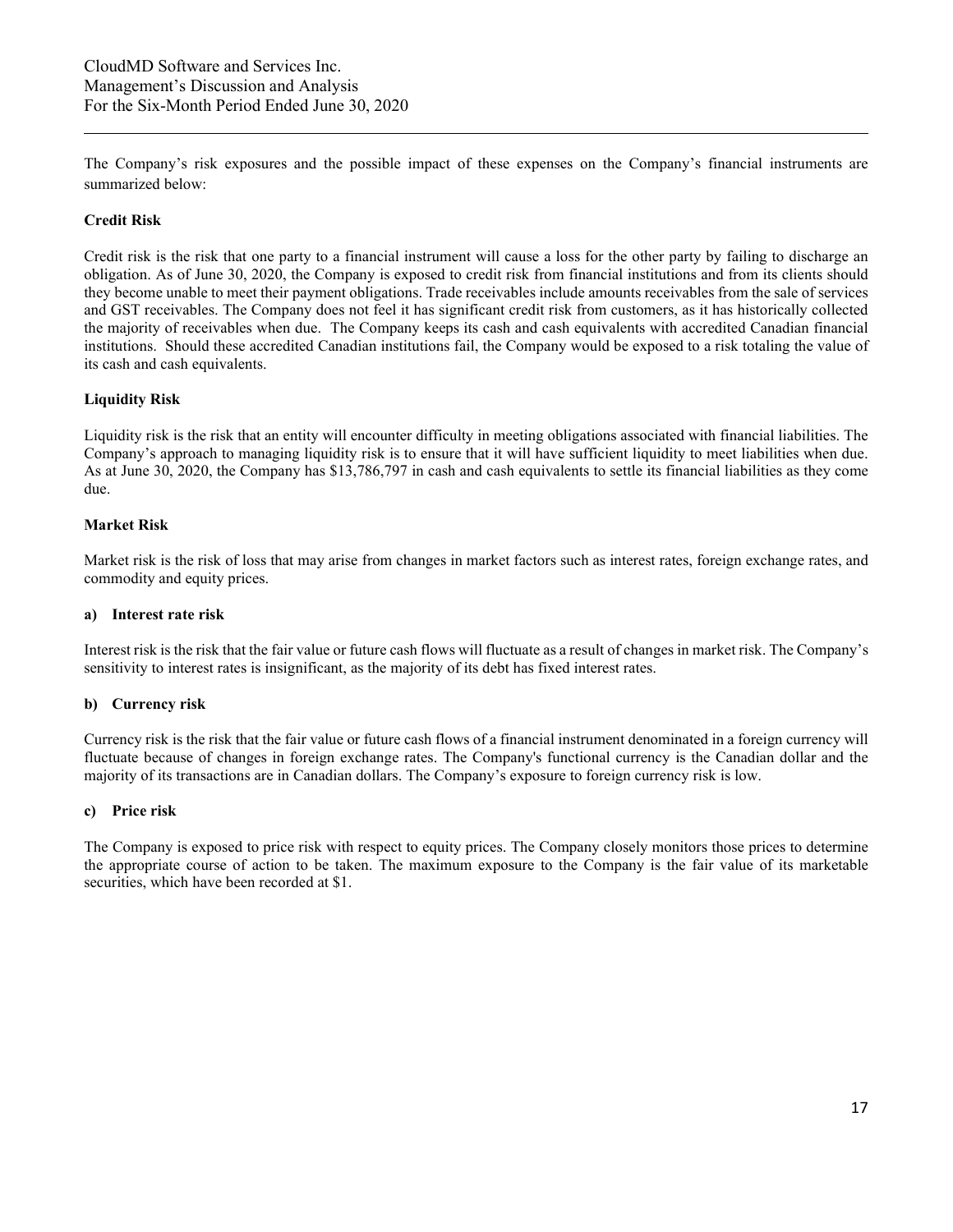The Company's risk exposures and the possible impact of these expenses on the Company's financial instruments are summarized below:

**Credit Risk**

Credit risk is the risk that one party to a financial instrument will cause a loss for the other party by failing to discharge an obligation. As of June 30, 2020, the Company is exposed to credit risk from financial institutions and from its clients should they become unable to meet their payment obligations. Trade receivables include amounts receivables from the sale of services and GST receivables. The Company does not feel it has significant credit risk from customers, as it has historically collected the majority of receivables when due. The Company keeps its cash and cash equivalents with accredited Canadian financial institutions. Should these accredited Canadian institutions fail, the Company would be exposed to a risk totaling the value of its cash and cash equivalents.

**Liquidity Risk**

Liquidity risk is the risk that an entity will encounter difficulty in meeting obligations associated with financial liabilities. The Company's approach to managing liquidity risk is to ensure that it will have sufficient liquidity to meet liabilities when due. As at June 30, 2020, the Company has $13,786,797 in cash and cash equivalents to settle its financial liabilities as they come due.

**Market Risk**

Market risk is the risk of loss that may arise from changes in market factors such as interest rates, foreign exchange rates, and commodity and equity prices.

**a) Interest rate risk**

Interest risk is the risk that the fair value or future cash flows will fluctuate as a result of changes in market risk. The Company's sensitivity to interest rates is insignificant, as the majority of its debt has fixed interest rates.

**b) Currency risk**

Currency risk is the risk that the fair value or future cash flows of a financial instrument denominated in a foreign currency will fluctuate because of changes in foreign exchange rates. The Company's functional currency is the Canadian dollar and the majority of its transactions are in Canadian dollars. The Company's exposure to foreign currency risk is low.

**c) Price risk**

The Company is exposed to price risk with respect to equity prices. The Company closely monitors those prices to determine the appropriate course of action to be taken. The maximum exposure to the Company is the fair value of its marketable securities, which have been recorded at $1.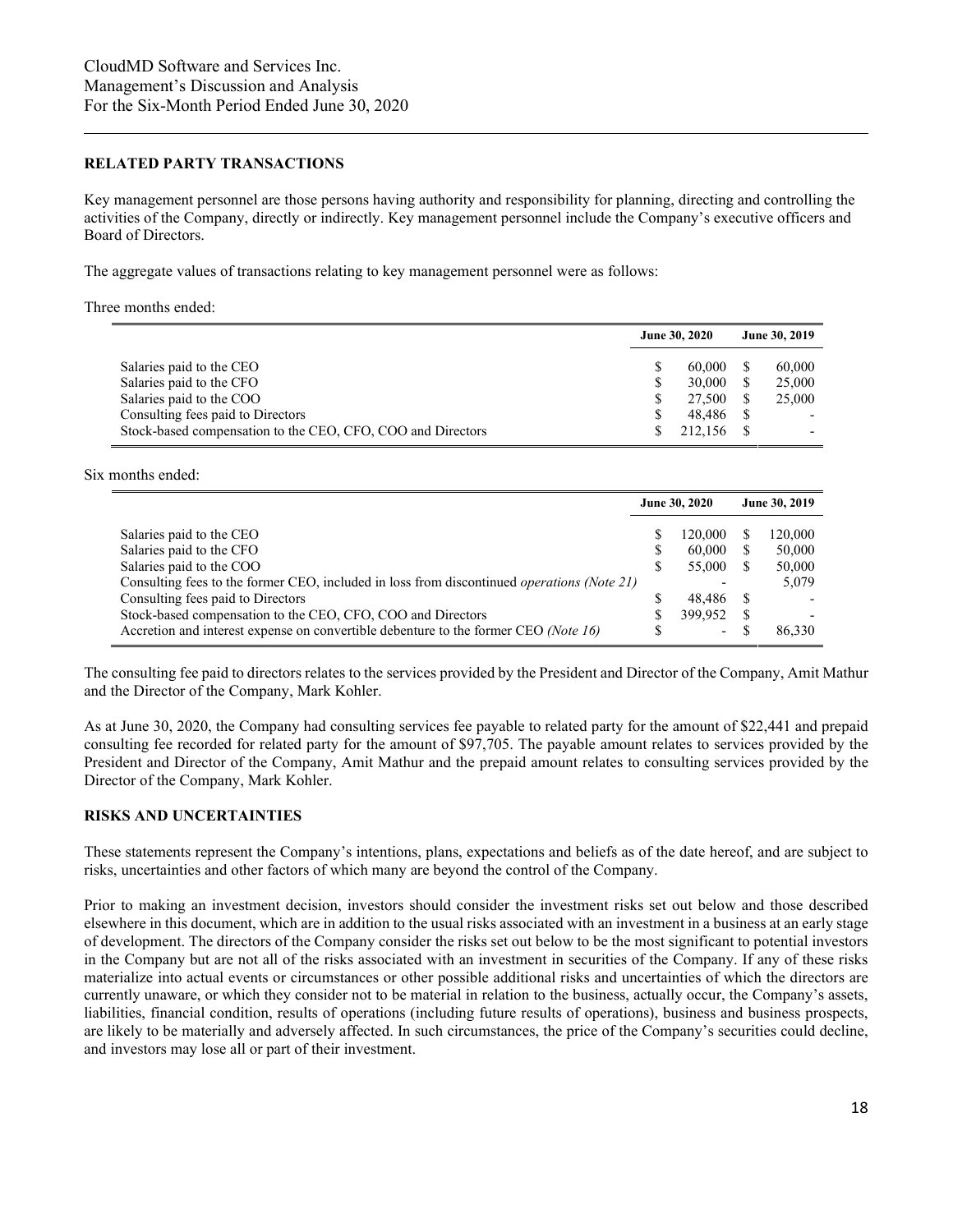## RELATED PARTY TRANSACTIONS

Key management personnel are those persons having authority and responsibility for planning, directing and controlling the activities of the Company, directly or indirectly. Key management personnel include the Company's executive officers and Board of Directors.

The aggregate values of transactions relating to key management personnel were as follows:

Three months ended:

| | June 30, 2020 | June 30, 2019 |
|---|---|---|
| Salaries paid to the CEO | $ 60,000 | $ 60,000 |
| Salaries paid to the CFO | $ 30,000 | $ 25,000 |
| Salaries paid to the COO | $ 27,500 | $ 25,000 |
| Consulting fees paid to Directors | $ 48,486 | $ - |
| Stock-based compensation to the CEO, CFO, COO and Directors | $ 212,156 | $ - |

Six months ended:

| | June 30, 2020 | June 30, 2019 |
|---|---|---|
| Salaries paid to the CEO | $ 120,000 | $ 120,000 |
| Salaries paid to the CFO | $ 60,000 | $ 50,000 |
| Salaries paid to the COO | $ 55,000 | $ 50,000 |
| Consulting fees to the former CEO, included in loss from discontinued *operations (Note 21)* | - | 5,079 |
| Consulting fees paid to Directors | $ 48,486 | $ - |
| Stock-based compensation to the CEO, CFO, COO and Directors | $ 399,952 | $ - |
| Accretion and interest expense on convertible debenture to the former CEO *(Note 16)* | $ - | $ 86,330 |

The consulting fee paid to directors relates to the services provided by the President and Director of the Company, Amit Mathur and the Director of the Company, Mark Kohler.

As at June 30, 2020, the Company had consulting services fee payable to related party for the amount of $22,441 and prepaid consulting fee recorded for related party for the amount of $97,705. The payable amount relates to services provided by the President and Director of the Company, Amit Mathur and the prepaid amount relates to consulting services provided by the Director of the Company, Mark Kohler.

## RISKS AND UNCERTAINTIES

These statements represent the Company's intentions, plans, expectations and beliefs as of the date hereof, and are subject to risks, uncertainties and other factors of which many are beyond the control of the Company.

Prior to making an investment decision, investors should consider the investment risks set out below and those described elsewhere in this document, which are in addition to the usual risks associated with an investment in a business at an early stage of development. The directors of the Company consider the risks set out below to be the most significant to potential investors in the Company but are not all of the risks associated with an investment in securities of the Company. If any of these risks materialize into actual events or circumstances or other possible additional risks and uncertainties of which the directors are currently unaware, or which they consider not to be material in relation to the business, actually occur, the Company's assets, liabilities, financial condition, results of operations (including future results of operations), business and business prospects, are likely to be materially and adversely affected. In such circumstances, the price of the Company's securities could decline, and investors may lose all or part of their investment.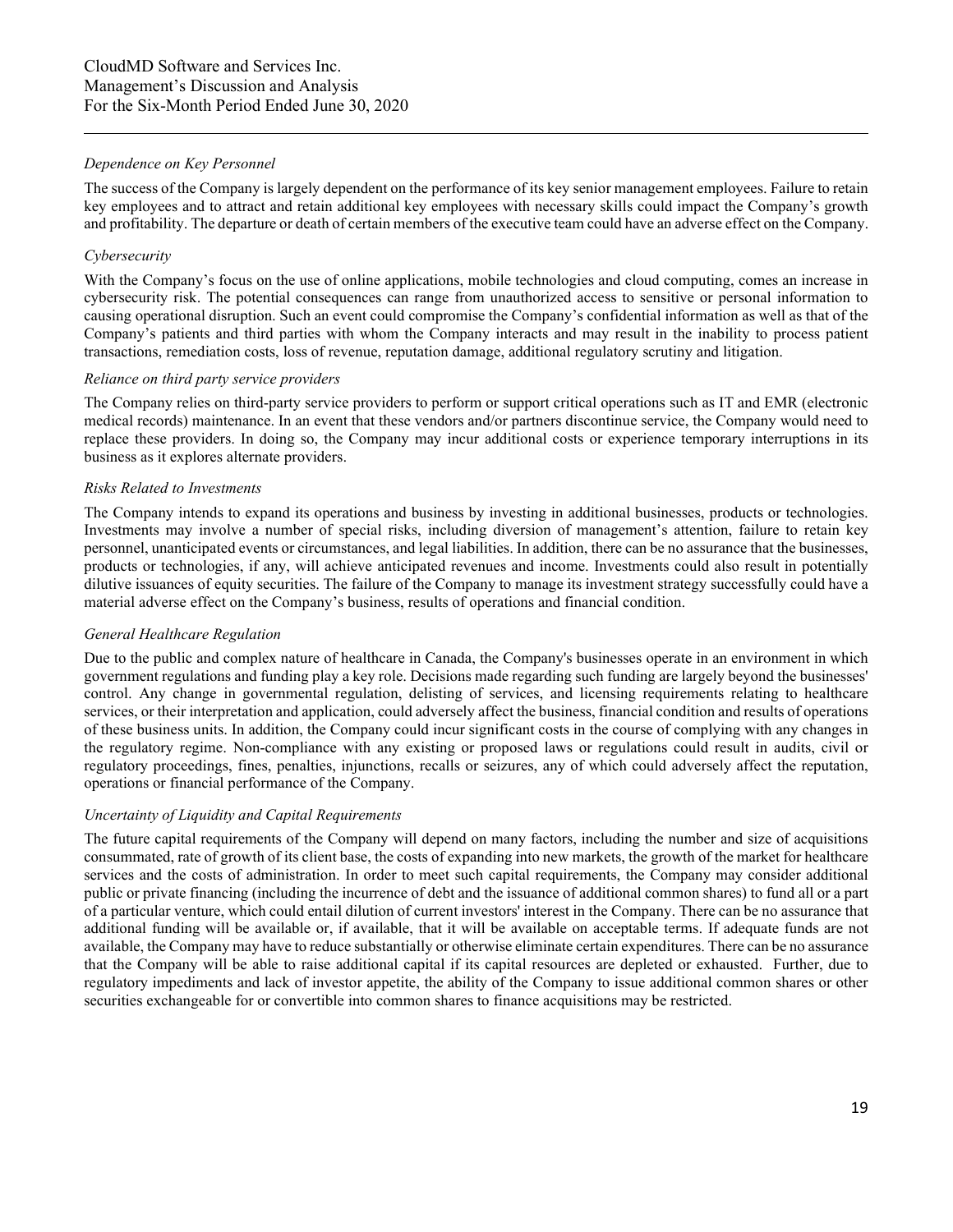*Dependence on Key Personnel*

The success of the Company is largely dependent on the performance of its key senior management employees. Failure to retain key employees and to attract and retain additional key employees with necessary skills could impact the Company's growth and profitability. The departure or death of certain members of the executive team could have an adverse effect on the Company.

*Cybersecurity*

With the Company's focus on the use of online applications, mobile technologies and cloud computing, comes an increase in cybersecurity risk. The potential consequences can range from unauthorized access to sensitive or personal information to causing operational disruption. Such an event could compromise the Company's confidential information as well as that of the Company's patients and third parties with whom the Company interacts and may result in the inability to process patient transactions, remediation costs, loss of revenue, reputation damage, additional regulatory scrutiny and litigation.

*Reliance on third party service providers*

The Company relies on third-party service providers to perform or support critical operations such as IT and EMR (electronic medical records) maintenance. In an event that these vendors and/or partners discontinue service, the Company would need to replace these providers. In doing so, the Company may incur additional costs or experience temporary interruptions in its business as it explores alternate providers.

*Risks Related to Investments*

The Company intends to expand its operations and business by investing in additional businesses, products or technologies. Investments may involve a number of special risks, including diversion of management's attention, failure to retain key personnel, unanticipated events or circumstances, and legal liabilities. In addition, there can be no assurance that the businesses, products or technologies, if any, will achieve anticipated revenues and income. Investments could also result in potentially dilutive issuances of equity securities. The failure of the Company to manage its investment strategy successfully could have a material adverse effect on the Company's business, results of operations and financial condition.

*General Healthcare Regulation*

Due to the public and complex nature of healthcare in Canada, the Company's businesses operate in an environment in which government regulations and funding play a key role. Decisions made regarding such funding are largely beyond the businesses' control. Any change in governmental regulation, delisting of services, and licensing requirements relating to healthcare services, or their interpretation and application, could adversely affect the business, financial condition and results of operations of these business units. In addition, the Company could incur significant costs in the course of complying with any changes in the regulatory regime. Non-compliance with any existing or proposed laws or regulations could result in audits, civil or regulatory proceedings, fines, penalties, injunctions, recalls or seizures, any of which could adversely affect the reputation, operations or financial performance of the Company.

*Uncertainty of Liquidity and Capital Requirements*

The future capital requirements of the Company will depend on many factors, including the number and size of acquisitions consummated, rate of growth of its client base, the costs of expanding into new markets, the growth of the market for healthcare services and the costs of administration. In order to meet such capital requirements, the Company may consider additional public or private financing (including the incurrence of debt and the issuance of additional common shares) to fund all or a part of a particular venture, which could entail dilution of current investors' interest in the Company. There can be no assurance that additional funding will be available or, if available, that it will be available on acceptable terms. If adequate funds are not available, the Company may have to reduce substantially or otherwise eliminate certain expenditures. There can be no assurance that the Company will be able to raise additional capital if its capital resources are depleted or exhausted. Further, due to regulatory impediments and lack of investor appetite, the ability of the Company to issue additional common shares or other securities exchangeable for or convertible into common shares to finance acquisitions may be restricted.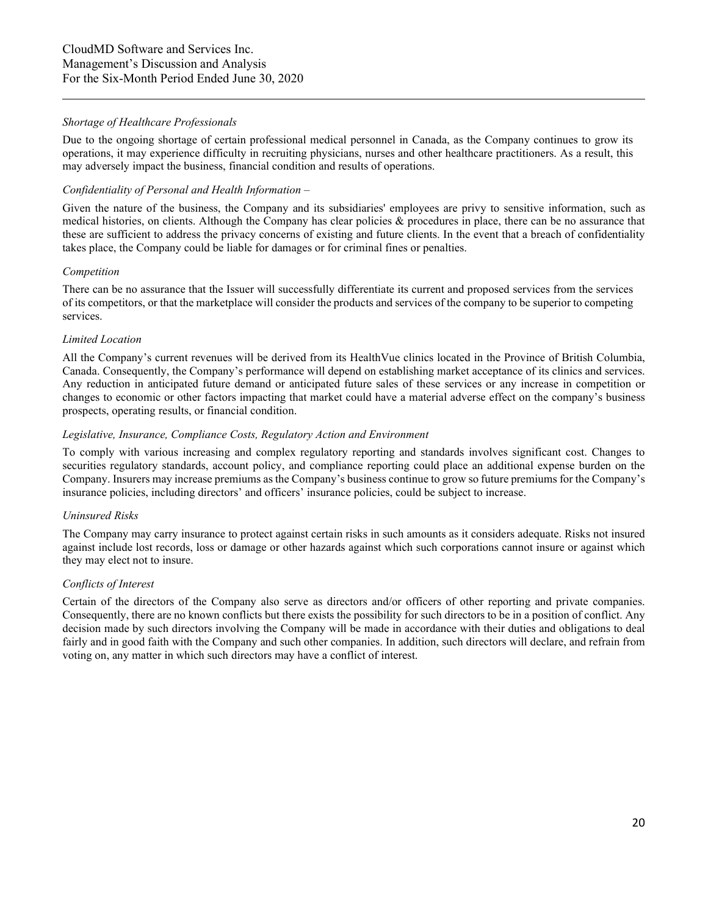*Shortage of Healthcare Professionals*

Due to the ongoing shortage of certain professional medical personnel in Canada, as the Company continues to grow its operations, it may experience difficulty in recruiting physicians, nurses and other healthcare practitioners. As a result, this may adversely impact the business, financial condition and results of operations.

*Confidentiality of Personal and Health Information –*

Given the nature of the business, the Company and its subsidiaries' employees are privy to sensitive information, such as medical histories, on clients. Although the Company has clear policies & procedures in place, there can be no assurance that these are sufficient to address the privacy concerns of existing and future clients. In the event that a breach of confidentiality takes place, the Company could be liable for damages or for criminal fines or penalties.

*Competition*

There can be no assurance that the Issuer will successfully differentiate its current and proposed services from the services of its competitors, or that the marketplace will consider the products and services of the company to be superior to competing services.

*Limited Location*

All the Company's current revenues will be derived from its HealthVue clinics located in the Province of British Columbia, Canada. Consequently, the Company's performance will depend on establishing market acceptance of its clinics and services. Any reduction in anticipated future demand or anticipated future sales of these services or any increase in competition or changes to economic or other factors impacting that market could have a material adverse effect on the company's business prospects, operating results, or financial condition.

*Legislative, Insurance, Compliance Costs, Regulatory Action and Environment*

To comply with various increasing and complex regulatory reporting and standards involves significant cost. Changes to securities regulatory standards, account policy, and compliance reporting could place an additional expense burden on the Company. Insurers may increase premiums as the Company's business continue to grow so future premiums for the Company's insurance policies, including directors' and officers' insurance policies, could be subject to increase.

*Uninsured Risks*

The Company may carry insurance to protect against certain risks in such amounts as it considers adequate. Risks not insured against include lost records, loss or damage or other hazards against which such corporations cannot insure or against which they may elect not to insure.

*Conflicts of Interest*

Certain of the directors of the Company also serve as directors and/or officers of other reporting and private companies. Consequently, there are no known conflicts but there exists the possibility for such directors to be in a position of conflict. Any decision made by such directors involving the Company will be made in accordance with their duties and obligations to deal fairly and in good faith with the Company and such other companies. In addition, such directors will declare, and refrain from voting on, any matter in which such directors may have a conflict of interest.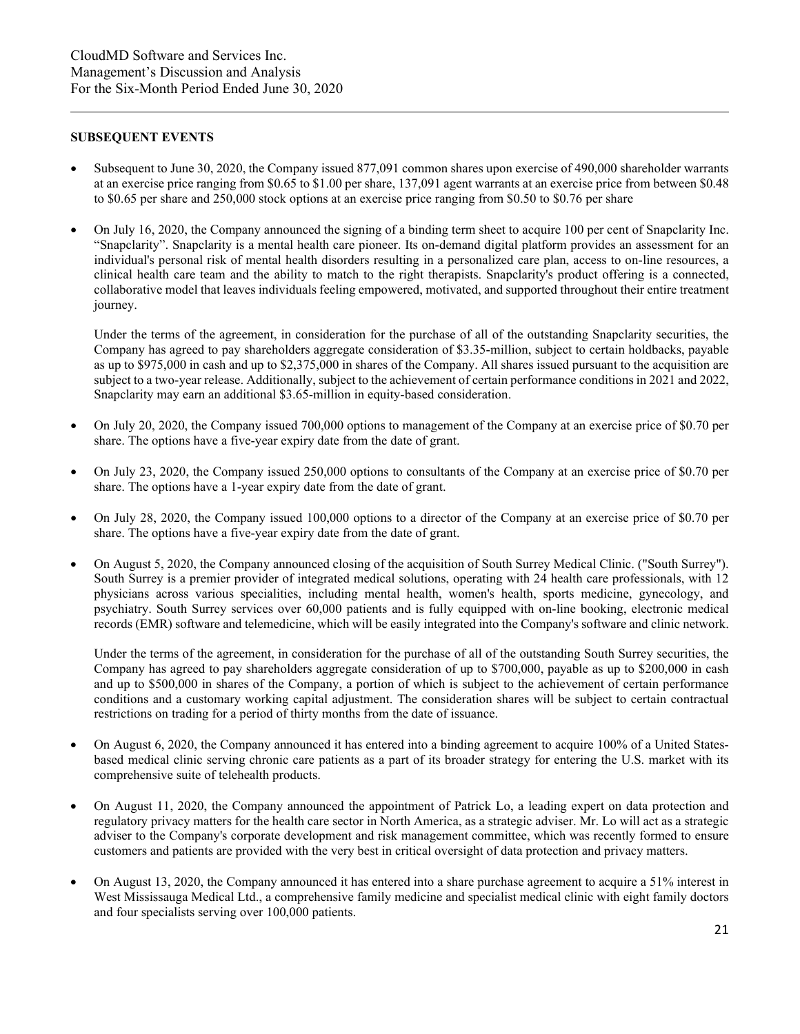## SUBSEQUENT EVENTS

- Subsequent to June 30, 2020, the Company issued 877,091 common shares upon exercise of 490,000 shareholder warrants at an exercise price ranging from $0.65 to $1.00 per share, 137,091 agent warrants at an exercise price from between $0.48 to $0.65 per share and 250,000 stock options at an exercise price ranging from $0.50 to $0.76 per share

- On July 16, 2020, the Company announced the signing of a binding term sheet to acquire 100 per cent of Snapclarity Inc. "Snapclarity". Snapclarity is a mental health care pioneer. Its on-demand digital platform provides an assessment for an individual's personal risk of mental health disorders resulting in a personalized care plan, access to on-line resources, a clinical health care team and the ability to match to the right therapists. Snapclarity's product offering is a connected, collaborative model that leaves individuals feeling empowered, motivated, and supported throughout their entire treatment journey.

  Under the terms of the agreement, in consideration for the purchase of all of the outstanding Snapclarity securities, the Company has agreed to pay shareholders aggregate consideration of $3.35-million, subject to certain holdbacks, payable as up to $975,000 in cash and up to $2,375,000 in shares of the Company. All shares issued pursuant to the acquisition are subject to a two-year release. Additionally, subject to the achievement of certain performance conditions in 2021 and 2022, Snapclarity may earn an additional $3.65-million in equity-based consideration.

- On July 20, 2020, the Company issued 700,000 options to management of the Company at an exercise price of $0.70 per share. The options have a five-year expiry date from the date of grant.

- On July 23, 2020, the Company issued 250,000 options to consultants of the Company at an exercise price of $0.70 per share. The options have a 1-year expiry date from the date of grant.

- On July 28, 2020, the Company issued 100,000 options to a director of the Company at an exercise price of $0.70 per share. The options have a five-year expiry date from the date of grant.

- On August 5, 2020, the Company announced closing of the acquisition of South Surrey Medical Clinic. ("South Surrey"). South Surrey is a premier provider of integrated medical solutions, operating with 24 health care professionals, with 12 physicians across various specialities, including mental health, women's health, sports medicine, gynecology, and psychiatry. South Surrey services over 60,000 patients and is fully equipped with on-line booking, electronic medical records (EMR) software and telemedicine, which will be easily integrated into the Company's software and clinic network.

  Under the terms of the agreement, in consideration for the purchase of all of the outstanding South Surrey securities, the Company has agreed to pay shareholders aggregate consideration of up to $700,000, payable as up to $200,000 in cash and up to $500,000 in shares of the Company, a portion of which is subject to the achievement of certain performance conditions and a customary working capital adjustment. The consideration shares will be subject to certain contractual restrictions on trading for a period of thirty months from the date of issuance.

- On August 6, 2020, the Company announced it has entered into a binding agreement to acquire 100% of a United States-based medical clinic serving chronic care patients as a part of its broader strategy for entering the U.S. market with its comprehensive suite of telehealth products.

- On August 11, 2020, the Company announced the appointment of Patrick Lo, a leading expert on data protection and regulatory privacy matters for the health care sector in North America, as a strategic adviser. Mr. Lo will act as a strategic adviser to the Company's corporate development and risk management committee, which was recently formed to ensure customers and patients are provided with the very best in critical oversight of data protection and privacy matters.

- On August 13, 2020, the Company announced it has entered into a share purchase agreement to acquire a 51% interest in West Mississauga Medical Ltd., a comprehensive family medicine and specialist medical clinic with eight family doctors and four specialists serving over 100,000 patients.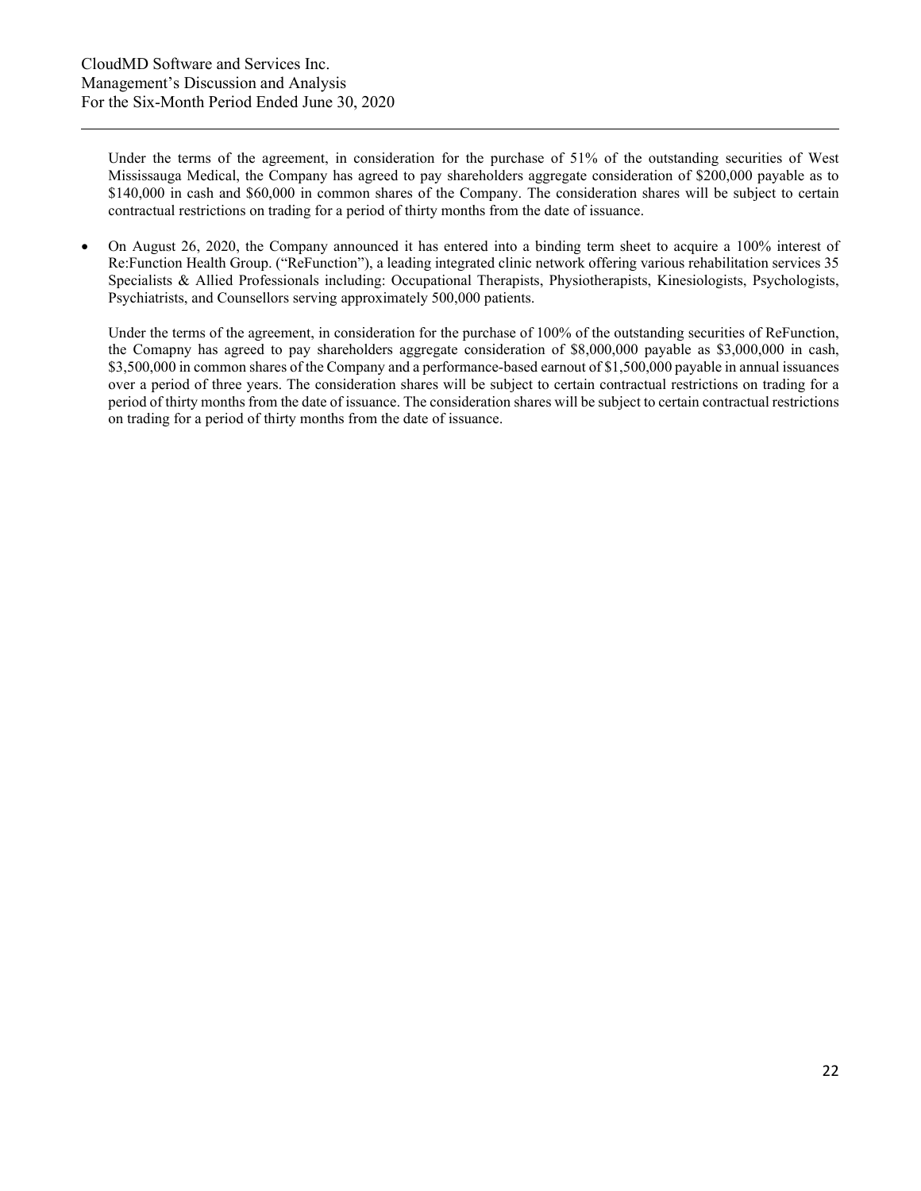Under the terms of the agreement, in consideration for the purchase of 51% of the outstanding securities of West Mississauga Medical, the Company has agreed to pay shareholders aggregate consideration of $200,000 payable as to $140,000 in cash and $60,000 in common shares of the Company. The consideration shares will be subject to certain contractual restrictions on trading for a period of thirty months from the date of issuance.

- On August 26, 2020, the Company announced it has entered into a binding term sheet to acquire a 100% interest of Re:Function Health Group. ("ReFunction"), a leading integrated clinic network offering various rehabilitation services 35 Specialists & Allied Professionals including: Occupational Therapists, Physiotherapists, Kinesiologists, Psychologists, Psychiatrists, and Counsellors serving approximately 500,000 patients.

  Under the terms of the agreement, in consideration for the purchase of 100% of the outstanding securities of ReFunction, the Comapny has agreed to pay shareholders aggregate consideration of $8,000,000 payable as $3,000,000 in cash, $3,500,000 in common shares of the Company and a performance-based earnout of $1,500,000 payable in annual issuances over a period of three years. The consideration shares will be subject to certain contractual restrictions on trading for a period of thirty months from the date of issuance. The consideration shares will be subject to certain contractual restrictions on trading for a period of thirty months from the date of issuance.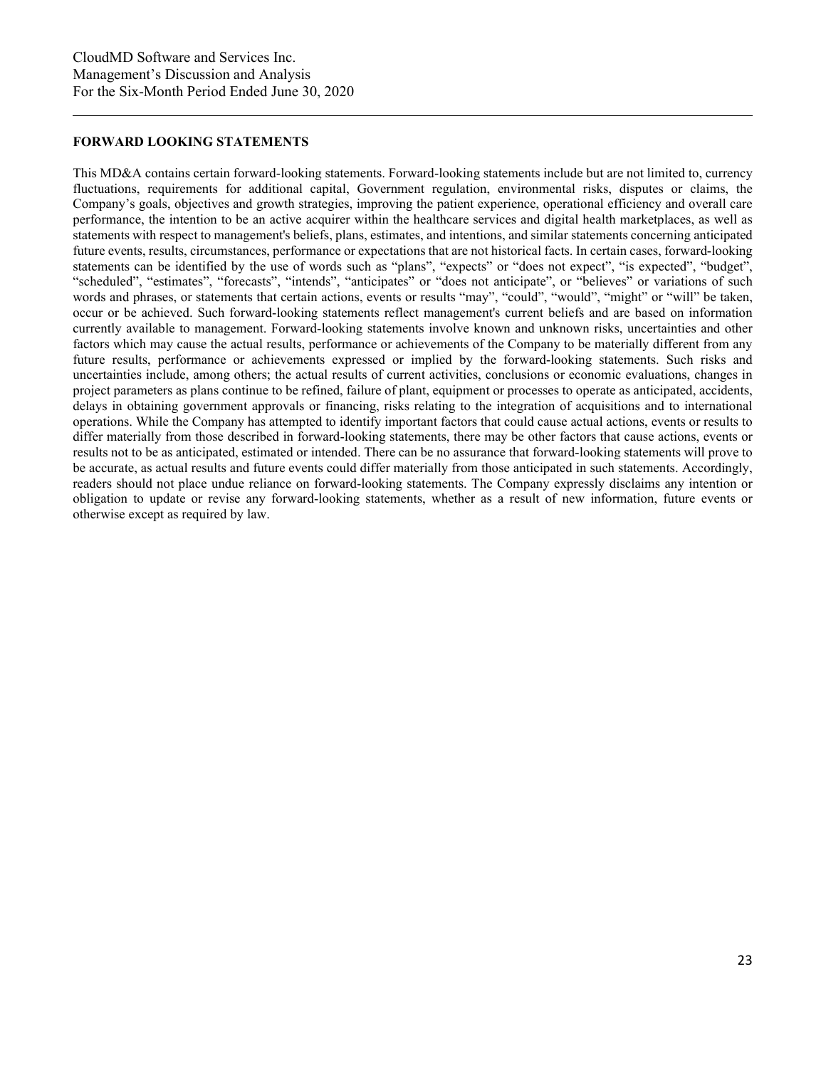## FORWARD LOOKING STATEMENTS

This MD&A contains certain forward-looking statements. Forward-looking statements include but are not limited to, currency fluctuations, requirements for additional capital, Government regulation, environmental risks, disputes or claims, the Company's goals, objectives and growth strategies, improving the patient experience, operational efficiency and overall care performance, the intention to be an active acquirer within the healthcare services and digital health marketplaces, as well as statements with respect to management's beliefs, plans, estimates, and intentions, and similar statements concerning anticipated future events, results, circumstances, performance or expectations that are not historical facts. In certain cases, forward-looking statements can be identified by the use of words such as "plans", "expects" or "does not expect", "is expected", "budget", "scheduled", "estimates", "forecasts", "intends", "anticipates" or "does not anticipate", or "believes" or variations of such words and phrases, or statements that certain actions, events or results "may", "could", "would", "might" or "will" be taken, occur or be achieved. Such forward-looking statements reflect management's current beliefs and are based on information currently available to management. Forward-looking statements involve known and unknown risks, uncertainties and other factors which may cause the actual results, performance or achievements of the Company to be materially different from any future results, performance or achievements expressed or implied by the forward-looking statements. Such risks and uncertainties include, among others; the actual results of current activities, conclusions or economic evaluations, changes in project parameters as plans continue to be refined, failure of plant, equipment or processes to operate as anticipated, accidents, delays in obtaining government approvals or financing, risks relating to the integration of acquisitions and to international operations. While the Company has attempted to identify important factors that could cause actual actions, events or results to differ materially from those described in forward-looking statements, there may be other factors that cause actions, events or results not to be as anticipated, estimated or intended. There can be no assurance that forward-looking statements will prove to be accurate, as actual results and future events could differ materially from those anticipated in such statements. Accordingly, readers should not place undue reliance on forward-looking statements. The Company expressly disclaims any intention or obligation to update or revise any forward-looking statements, whether as a result of new information, future events or otherwise except as required by law.